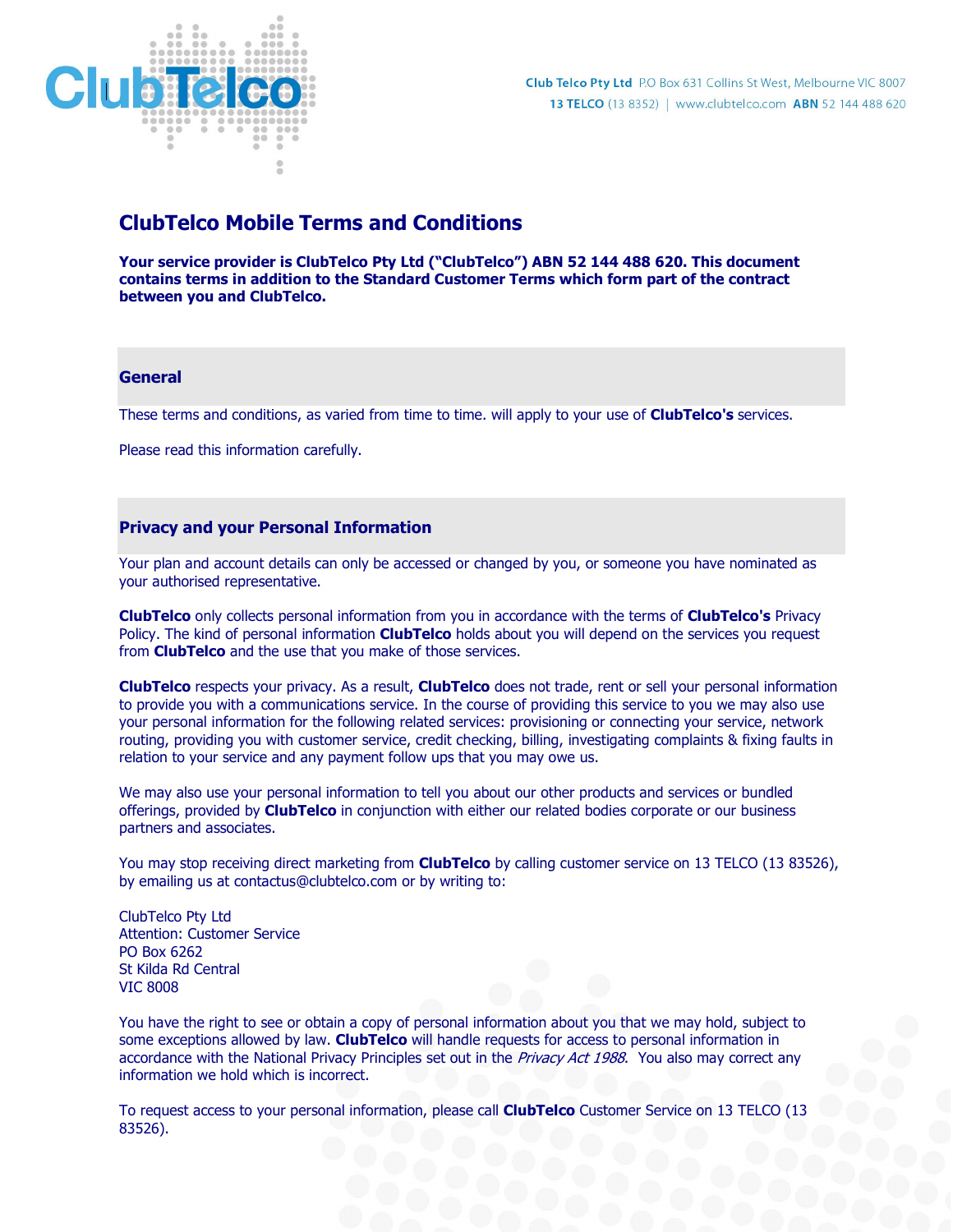Club Telco Pty Ltd P.O Box 631 Collins St West, Melbourne VIC 8007
13 TELCO (13 8352) | www.clubtelco.com ABN 52 144 488 620

# ClubTelco Mobile Terms and Conditions

**Your service provider is ClubTelco Pty Ltd ("ClubTelco") ABN 52 144 488 620. This document contains terms in addition to the Standard Customer Terms which form part of the contract between you and ClubTelco.**

## General

These terms and conditions, as varied from time to time. will apply to your use of **ClubTelco's** services.

Please read this information carefully.

## Privacy and your Personal Information

Your plan and account details can only be accessed or changed by you, or someone you have nominated as your authorised representative.

**ClubTelco** only collects personal information from you in accordance with the terms of **ClubTelco's** Privacy Policy. The kind of personal information **ClubTelco** holds about you will depend on the services you request from **ClubTelco** and the use that you make of those services.

**ClubTelco** respects your privacy. As a result, **ClubTelco** does not trade, rent or sell your personal information to provide you with a communications service. In the course of providing this service to you we may also use your personal information for the following related services: provisioning or connecting your service, network routing, providing you with customer service, credit checking, billing, investigating complaints & fixing faults in relation to your service and any payment follow ups that you may owe us.

We may also use your personal information to tell you about our other products and services or bundled offerings, provided by **ClubTelco** in conjunction with either our related bodies corporate or our business partners and associates.

You may stop receiving direct marketing from **ClubTelco** by calling customer service on 13 TELCO (13 83526), by emailing us at contactus@clubtelco.com or by writing to:

ClubTelco Pty Ltd
Attention: Customer Service
PO Box 6262
St Kilda Rd Central
VIC 8008

You have the right to see or obtain a copy of personal information about you that we may hold, subject to some exceptions allowed by law. **ClubTelco** will handle requests for access to personal information in accordance with the National Privacy Principles set out in the *Privacy Act 1988*. You also may correct any information we hold which is incorrect.

To request access to your personal information, please call **ClubTelco** Customer Service on 13 TELCO (13 83526).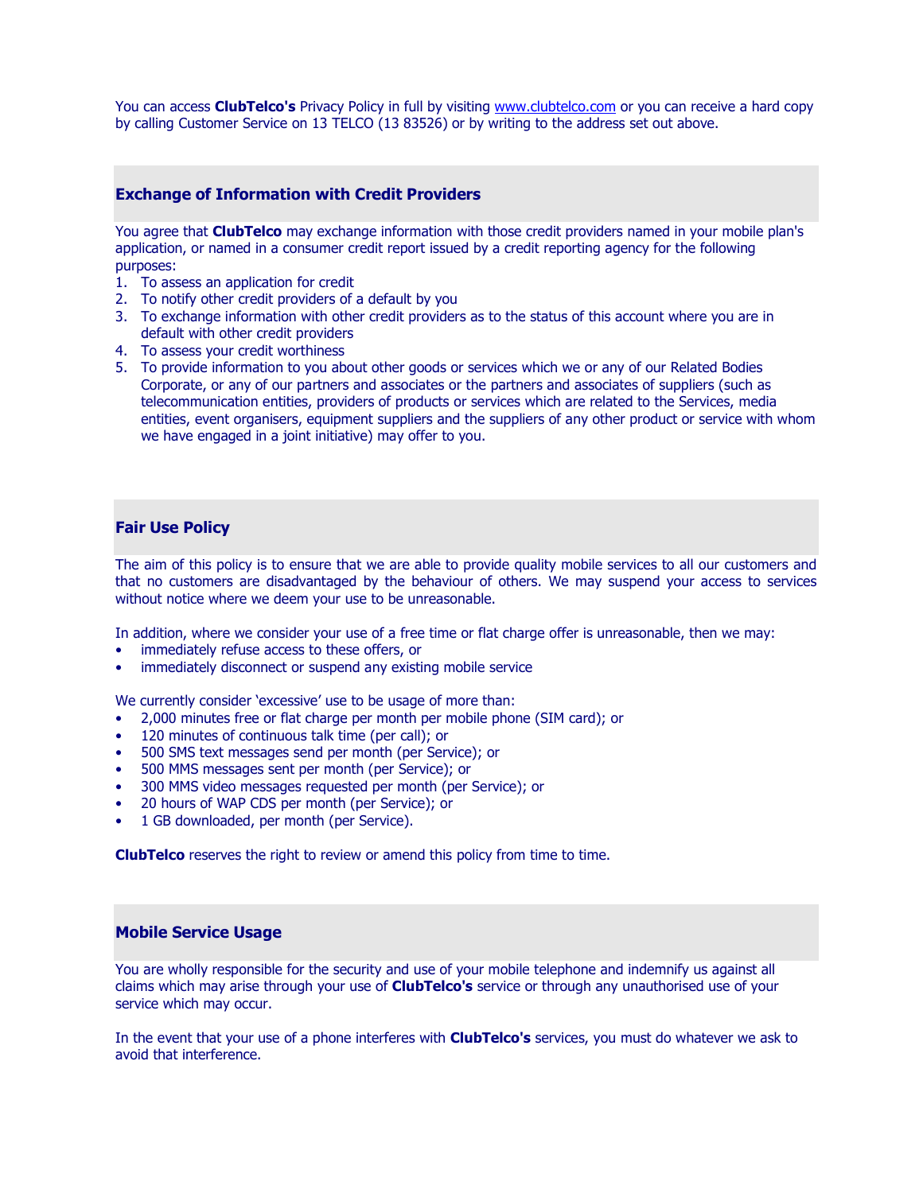You can access **ClubTelco's** Privacy Policy in full by visiting [www.clubtelco.com](www.clubtelco.com) or you can receive a hard copy by calling Customer Service on 13 TELCO (13 83526) or by writing to the address set out above.

## Exchange of Information with Credit Providers

You agree that **ClubTelco** may exchange information with those credit providers named in your mobile plan's application, or named in a consumer credit report issued by a credit reporting agency for the following purposes:

1. To assess an application for credit
2. To notify other credit providers of a default by you
3. To exchange information with other credit providers as to the status of this account where you are in default with other credit providers
4. To assess your credit worthiness
5. To provide information to you about other goods or services which we or any of our Related Bodies Corporate, or any of our partners and associates or the partners and associates of suppliers (such as telecommunication entities, providers of products or services which are related to the Services, media entities, event organisers, equipment suppliers and the suppliers of any other product or service with whom we have engaged in a joint initiative) may offer to you.

## Fair Use Policy

The aim of this policy is to ensure that we are able to provide quality mobile services to all our customers and that no customers are disadvantaged by the behaviour of others. We may suspend your access to services without notice where we deem your use to be unreasonable.

In addition, where we consider your use of a free time or flat charge offer is unreasonable, then we may:

- immediately refuse access to these offers, or
- immediately disconnect or suspend any existing mobile service

We currently consider 'excessive' use to be usage of more than:

- 2,000 minutes free or flat charge per month per mobile phone (SIM card); or
- 120 minutes of continuous talk time (per call); or
- 500 SMS text messages send per month (per Service); or
- 500 MMS messages sent per month (per Service); or
- 300 MMS video messages requested per month (per Service); or
- 20 hours of WAP CDS per month (per Service); or
- 1 GB downloaded, per month (per Service).

**ClubTelco** reserves the right to review or amend this policy from time to time.

## Mobile Service Usage

You are wholly responsible for the security and use of your mobile telephone and indemnify us against all claims which may arise through your use of **ClubTelco's** service or through any unauthorised use of your service which may occur.

In the event that your use of a phone interferes with **ClubTelco's** services, you must do whatever we ask to avoid that interference.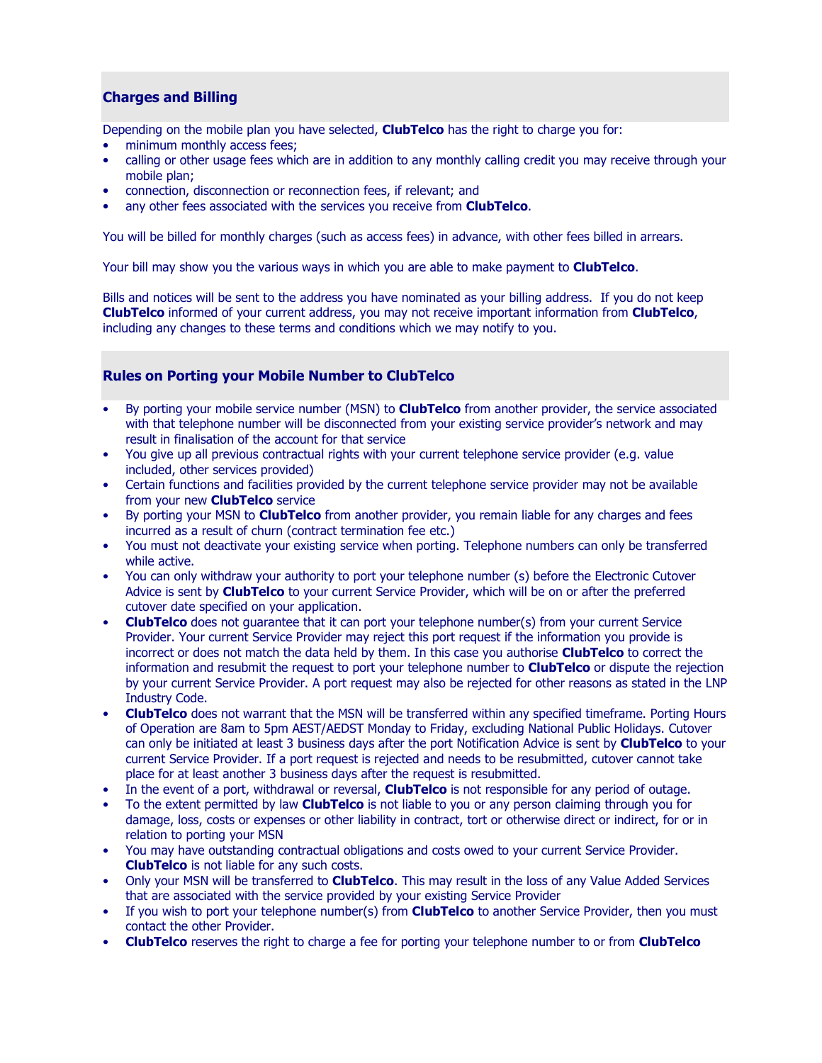## Charges and Billing

Depending on the mobile plan you have selected, **ClubTelco** has the right to charge you for:

- minimum monthly access fees;
- calling or other usage fees which are in addition to any monthly calling credit you may receive through your mobile plan;
- connection, disconnection or reconnection fees, if relevant; and
- any other fees associated with the services you receive from **ClubTelco**.

You will be billed for monthly charges (such as access fees) in advance, with other fees billed in arrears.

Your bill may show you the various ways in which you are able to make payment to **ClubTelco**.

Bills and notices will be sent to the address you have nominated as your billing address. If you do not keep **ClubTelco** informed of your current address, you may not receive important information from **ClubTelco**, including any changes to these terms and conditions which we may notify to you.

## Rules on Porting your Mobile Number to ClubTelco

- By porting your mobile service number (MSN) to **ClubTelco** from another provider, the service associated with that telephone number will be disconnected from your existing service provider's network and may result in finalisation of the account for that service
- You give up all previous contractual rights with your current telephone service provider (e.g. value included, other services provided)
- Certain functions and facilities provided by the current telephone service provider may not be available from your new **ClubTelco** service
- By porting your MSN to **ClubTelco** from another provider, you remain liable for any charges and fees incurred as a result of churn (contract termination fee etc.)
- You must not deactivate your existing service when porting. Telephone numbers can only be transferred while active.
- You can only withdraw your authority to port your telephone number (s) before the Electronic Cutover Advice is sent by **ClubTelco** to your current Service Provider, which will be on or after the preferred cutover date specified on your application.
- **ClubTelco** does not guarantee that it can port your telephone number(s) from your current Service Provider. Your current Service Provider may reject this port request if the information you provide is incorrect or does not match the data held by them. In this case you authorise **ClubTelco** to correct the information and resubmit the request to port your telephone number to **ClubTelco** or dispute the rejection by your current Service Provider. A port request may also be rejected for other reasons as stated in the LNP Industry Code.
- **ClubTelco** does not warrant that the MSN will be transferred within any specified timeframe. Porting Hours of Operation are 8am to 5pm AEST/AEDST Monday to Friday, excluding National Public Holidays. Cutover can only be initiated at least 3 business days after the port Notification Advice is sent by **ClubTelco** to your current Service Provider. If a port request is rejected and needs to be resubmitted, cutover cannot take place for at least another 3 business days after the request is resubmitted.
- In the event of a port, withdrawal or reversal, **ClubTelco** is not responsible for any period of outage.
- To the extent permitted by law **ClubTelco** is not liable to you or any person claiming through you for damage, loss, costs or expenses or other liability in contract, tort or otherwise direct or indirect, for or in relation to porting your MSN
- You may have outstanding contractual obligations and costs owed to your current Service Provider. **ClubTelco** is not liable for any such costs.
- Only your MSN will be transferred to **ClubTelco**. This may result in the loss of any Value Added Services that are associated with the service provided by your existing Service Provider
- If you wish to port your telephone number(s) from **ClubTelco** to another Service Provider, then you must contact the other Provider.
- **ClubTelco** reserves the right to charge a fee for porting your telephone number to or from **ClubTelco**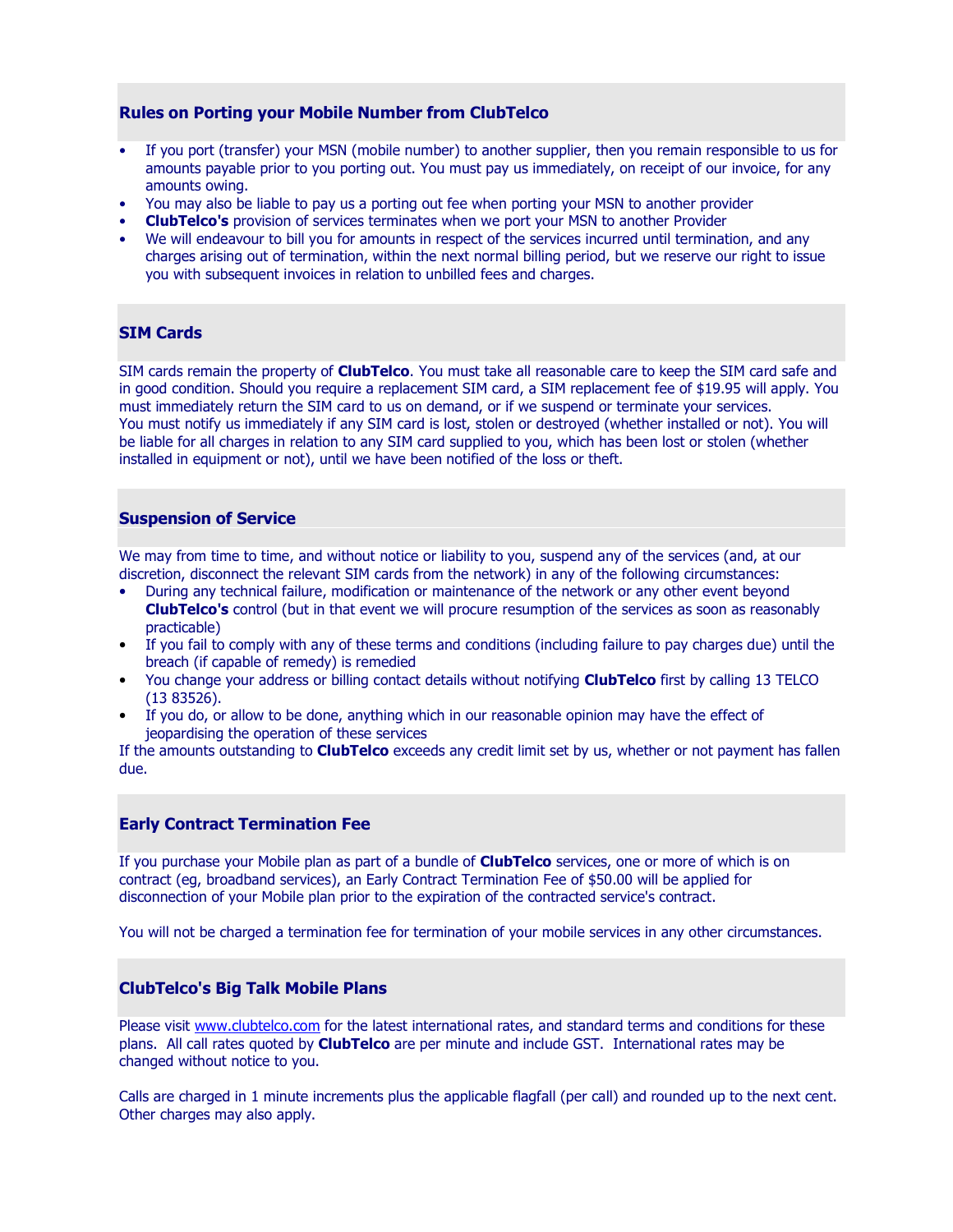## Rules on Porting your Mobile Number from ClubTelco

- If you port (transfer) your MSN (mobile number) to another supplier, then you remain responsible to us for amounts payable prior to you porting out. You must pay us immediately, on receipt of our invoice, for any amounts owing.
- You may also be liable to pay us a porting out fee when porting your MSN to another provider
- **ClubTelco's** provision of services terminates when we port your MSN to another Provider
- We will endeavour to bill you for amounts in respect of the services incurred until termination, and any charges arising out of termination, within the next normal billing period, but we reserve our right to issue you with subsequent invoices in relation to unbilled fees and charges.

## SIM Cards

SIM cards remain the property of **ClubTelco**. You must take all reasonable care to keep the SIM card safe and in good condition. Should you require a replacement SIM card, a SIM replacement fee of $19.95 will apply. You must immediately return the SIM card to us on demand, or if we suspend or terminate your services.
You must notify us immediately if any SIM card is lost, stolen or destroyed (whether installed or not). You will be liable for all charges in relation to any SIM card supplied to you, which has been lost or stolen (whether installed in equipment or not), until we have been notified of the loss or theft.

## Suspension of Service

We may from time to time, and without notice or liability to you, suspend any of the services (and, at our discretion, disconnect the relevant SIM cards from the network) in any of the following circumstances:

- During any technical failure, modification or maintenance of the network or any other event beyond **ClubTelco's** control (but in that event we will procure resumption of the services as soon as reasonably practicable)
- If you fail to comply with any of these terms and conditions (including failure to pay charges due) until the breach (if capable of remedy) is remedied
- You change your address or billing contact details without notifying **ClubTelco** first by calling 13 TELCO (13 83526).
- If you do, or allow to be done, anything which in our reasonable opinion may have the effect of jeopardising the operation of these services

If the amounts outstanding to **ClubTelco** exceeds any credit limit set by us, whether or not payment has fallen due.

## Early Contract Termination Fee

If you purchase your Mobile plan as part of a bundle of **ClubTelco** services, one or more of which is on contract (eg, broadband services), an Early Contract Termination Fee of $50.00 will be applied for disconnection of your Mobile plan prior to the expiration of the contracted service's contract.

You will not be charged a termination fee for termination of your mobile services in any other circumstances.

## ClubTelco's Big Talk Mobile Plans

Please visit www.clubtelco.com for the latest international rates, and standard terms and conditions for these plans. All call rates quoted by **ClubTelco** are per minute and include GST. International rates may be changed without notice to you.

Calls are charged in 1 minute increments plus the applicable flagfall (per call) and rounded up to the next cent. Other charges may also apply.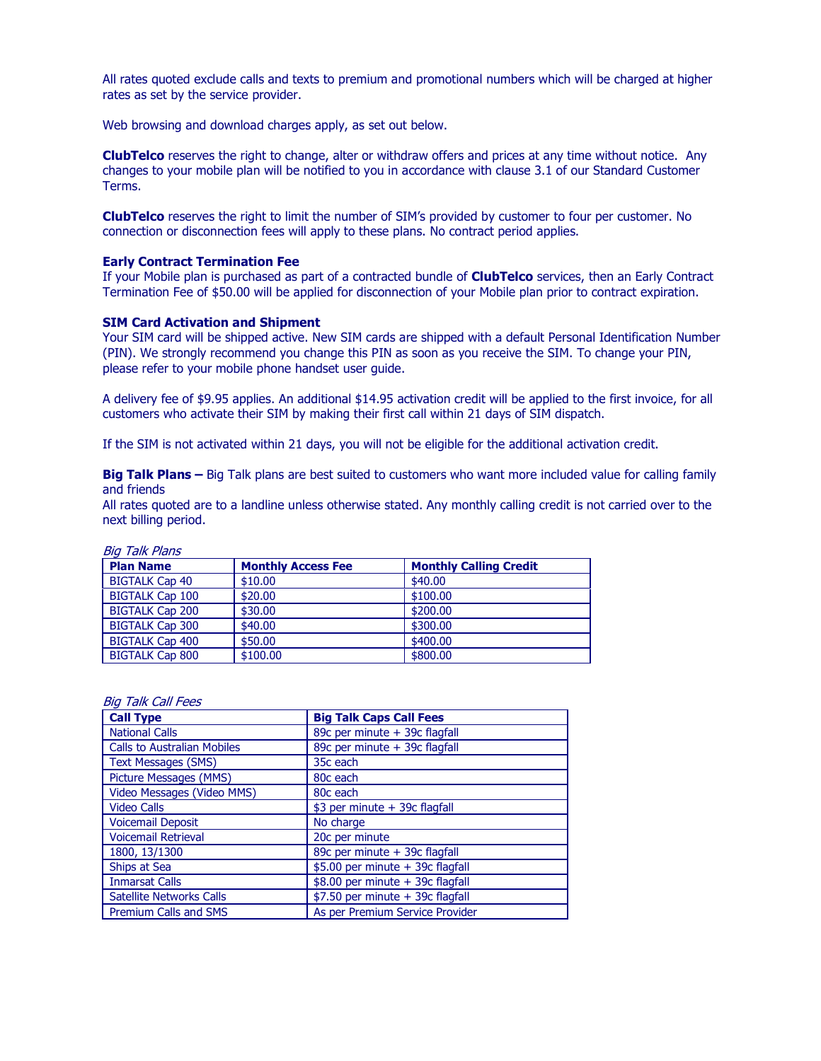All rates quoted exclude calls and texts to premium and promotional numbers which will be charged at higher rates as set by the service provider.

Web browsing and download charges apply, as set out below.

**ClubTelco** reserves the right to change, alter or withdraw offers and prices at any time without notice. Any changes to your mobile plan will be notified to you in accordance with clause 3.1 of our Standard Customer Terms.

**ClubTelco** reserves the right to limit the number of SIM's provided by customer to four per customer. No connection or disconnection fees will apply to these plans. No contract period applies.

**Early Contract Termination Fee**

If your Mobile plan is purchased as part of a contracted bundle of **ClubTelco** services, then an Early Contract Termination Fee of $50.00 will be applied for disconnection of your Mobile plan prior to contract expiration.

**SIM Card Activation and Shipment**

Your SIM card will be shipped active. New SIM cards are shipped with a default Personal Identification Number (PIN). We strongly recommend you change this PIN as soon as you receive the SIM. To change your PIN, please refer to your mobile phone handset user guide.

A delivery fee of $9.95 applies. An additional $14.95 activation credit will be applied to the first invoice, for all customers who activate their SIM by making their first call within 21 days of SIM dispatch.

If the SIM is not activated within 21 days, you will not be eligible for the additional activation credit.

**Big Talk Plans –** Big Talk plans are best suited to customers who want more included value for calling family and friends

All rates quoted are to a landline unless otherwise stated. Any monthly calling credit is not carried over to the next billing period.

*Big Talk Plans*

| Plan Name | Monthly Access Fee | Monthly Calling Credit |
|---|---|---|
| BIGTALK Cap 40 | $10.00 | $40.00 |
| BIGTALK Cap 100 | $20.00 | $100.00 |
| BIGTALK Cap 200 | $30.00 | $200.00 |
| BIGTALK Cap 300 | $40.00 | $300.00 |
| BIGTALK Cap 400 | $50.00 | $400.00 |
| BIGTALK Cap 800 | $100.00 | $800.00 |

*Big Talk Call Fees*

| Call Type | Big Talk Caps Call Fees |
|---|---|
| National Calls | 89c per minute + 39c flagfall |
| Calls to Australian Mobiles | 89c per minute + 39c flagfall |
| Text Messages (SMS) | 35c each |
| Picture Messages (MMS) | 80c each |
| Video Messages (Video MMS) | 80c each |
| Video Calls | $3 per minute + 39c flagfall |
| Voicemail Deposit | No charge |
| Voicemail Retrieval | 20c per minute |
| 1800, 13/1300 | 89c per minute + 39c flagfall |
| Ships at Sea | $5.00 per minute + 39c flagfall |
| Inmarsat Calls | $8.00 per minute + 39c flagfall |
| Satellite Networks Calls | $7.50 per minute + 39c flagfall |
| Premium Calls and SMS | As per Premium Service Provider |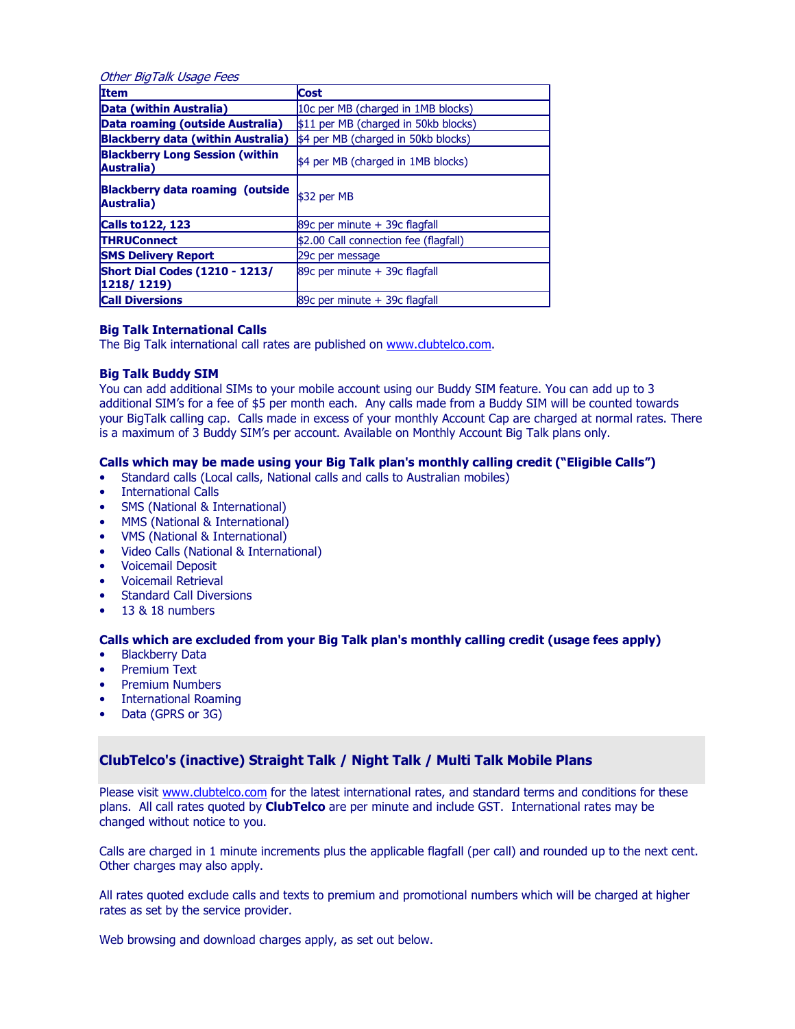*Other BigTalk Usage Fees*

| Item | Cost |
|---|---|
| **Data (within Australia)** | 10c per MB (charged in 1MB blocks) |
| **Data roaming (outside Australia)** | $11 per MB (charged in 50kb blocks) |
| **Blackberry data (within Australia)** | $4 per MB (charged in 50kb blocks) |
| **Blackberry Long Session (within Australia)** | $4 per MB (charged in 1MB blocks) |
| **Blackberry data roaming (outside Australia)** | $32 per MB |
| **Calls to122, 123** | 89c per minute + 39c flagfall |
| **THRUConnect** | $2.00 Call connection fee (flagfall) |
| **SMS Delivery Report** | 29c per message |
| **Short Dial Codes (1210 - 1213/ 1218/ 1219)** | 89c per minute + 39c flagfall |
| **Call Diversions** | 89c per minute + 39c flagfall |

**Big Talk International Calls**
The Big Talk international call rates are published on www.clubtelco.com.

**Big Talk Buddy SIM**
You can add additional SIMs to your mobile account using our Buddy SIM feature. You can add up to 3 additional SIM's for a fee of $5 per month each. Any calls made from a Buddy SIM will be counted towards your BigTalk calling cap. Calls made in excess of your monthly Account Cap are charged at normal rates. There is a maximum of 3 Buddy SIM's per account. Available on Monthly Account Big Talk plans only.

**Calls which may be made using your Big Talk plan's monthly calling credit ("Eligible Calls")**

- Standard calls (Local calls, National calls and calls to Australian mobiles)
- International Calls
- SMS (National & International)
- MMS (National & International)
- VMS (National & International)
- Video Calls (National & International)
- Voicemail Deposit
- Voicemail Retrieval
- Standard Call Diversions
- 13 & 18 numbers

**Calls which are excluded from your Big Talk plan's monthly calling credit (usage fees apply)**

- Blackberry Data
- Premium Text
- Premium Numbers
- International Roaming
- Data (GPRS or 3G)

## ClubTelco's (inactive) Straight Talk / Night Talk / Multi Talk Mobile Plans

Please visit www.clubtelco.com for the latest international rates, and standard terms and conditions for these plans. All call rates quoted by **ClubTelco** are per minute and include GST. International rates may be changed without notice to you.

Calls are charged in 1 minute increments plus the applicable flagfall (per call) and rounded up to the next cent. Other charges may also apply.

All rates quoted exclude calls and texts to premium and promotional numbers which will be charged at higher rates as set by the service provider.

Web browsing and download charges apply, as set out below.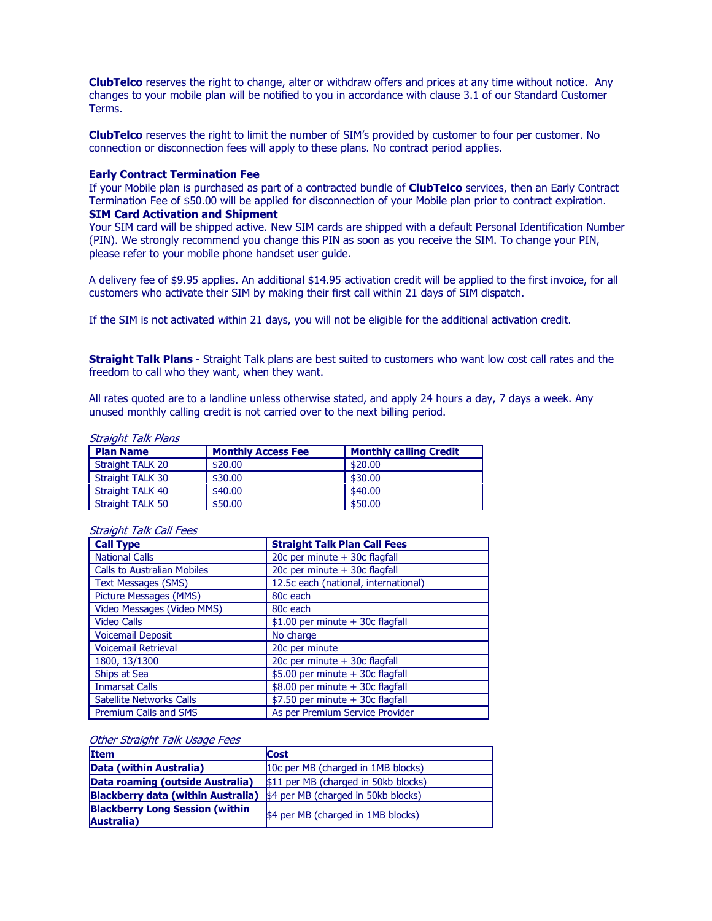**ClubTelco** reserves the right to change, alter or withdraw offers and prices at any time without notice. Any changes to your mobile plan will be notified to you in accordance with clause 3.1 of our Standard Customer Terms.

**ClubTelco** reserves the right to limit the number of SIM's provided by customer to four per customer. No connection or disconnection fees will apply to these plans. No contract period applies.

**Early Contract Termination Fee**

If your Mobile plan is purchased as part of a contracted bundle of **ClubTelco** services, then an Early Contract Termination Fee of $50.00 will be applied for disconnection of your Mobile plan prior to contract expiration.

**SIM Card Activation and Shipment**

Your SIM card will be shipped active. New SIM cards are shipped with a default Personal Identification Number (PIN). We strongly recommend you change this PIN as soon as you receive the SIM. To change your PIN, please refer to your mobile phone handset user guide.

A delivery fee of $9.95 applies. An additional $14.95 activation credit will be applied to the first invoice, for all customers who activate their SIM by making their first call within 21 days of SIM dispatch.

If the SIM is not activated within 21 days, you will not be eligible for the additional activation credit.

**Straight Talk Plans** - Straight Talk plans are best suited to customers who want low cost call rates and the freedom to call who they want, when they want.

All rates quoted are to a landline unless otherwise stated, and apply 24 hours a day, 7 days a week. Any unused monthly calling credit is not carried over to the next billing period.

*Straight Talk Plans*

| Plan Name | Monthly Access Fee | Monthly calling Credit |
|---|---|---|
| Straight TALK 20 | $20.00 | $20.00 |
| Straight TALK 30 | $30.00 | $30.00 |
| Straight TALK 40 | $40.00 | $40.00 |
| Straight TALK 50 | $50.00 | $50.00 |

*Straight Talk Call Fees*

| Call Type | Straight Talk Plan Call Fees |
|---|---|
| National Calls | 20c per minute + 30c flagfall |
| Calls to Australian Mobiles | 20c per minute + 30c flagfall |
| Text Messages (SMS) | 12.5c each (national, international) |
| Picture Messages (MMS) | 80c each |
| Video Messages (Video MMS) | 80c each |
| Video Calls | $1.00 per minute + 30c flagfall |
| Voicemail Deposit | No charge |
| Voicemail Retrieval | 20c per minute |
| 1800, 13/1300 | 20c per minute + 30c flagfall |
| Ships at Sea | $5.00 per minute + 30c flagfall |
| Inmarsat Calls | $8.00 per minute + 30c flagfall |
| Satellite Networks Calls | $7.50 per minute + 30c flagfall |
| Premium Calls and SMS | As per Premium Service Provider |

*Other Straight Talk Usage Fees*

| Item | Cost |
|---|---|
| **Data (within Australia)** | 10c per MB (charged in 1MB blocks) |
| **Data roaming (outside Australia)** | $11 per MB (charged in 50kb blocks) |
| **Blackberry data (within Australia)** | $4 per MB (charged in 50kb blocks) |
| **Blackberry Long Session (within Australia)** | $4 per MB (charged in 1MB blocks) |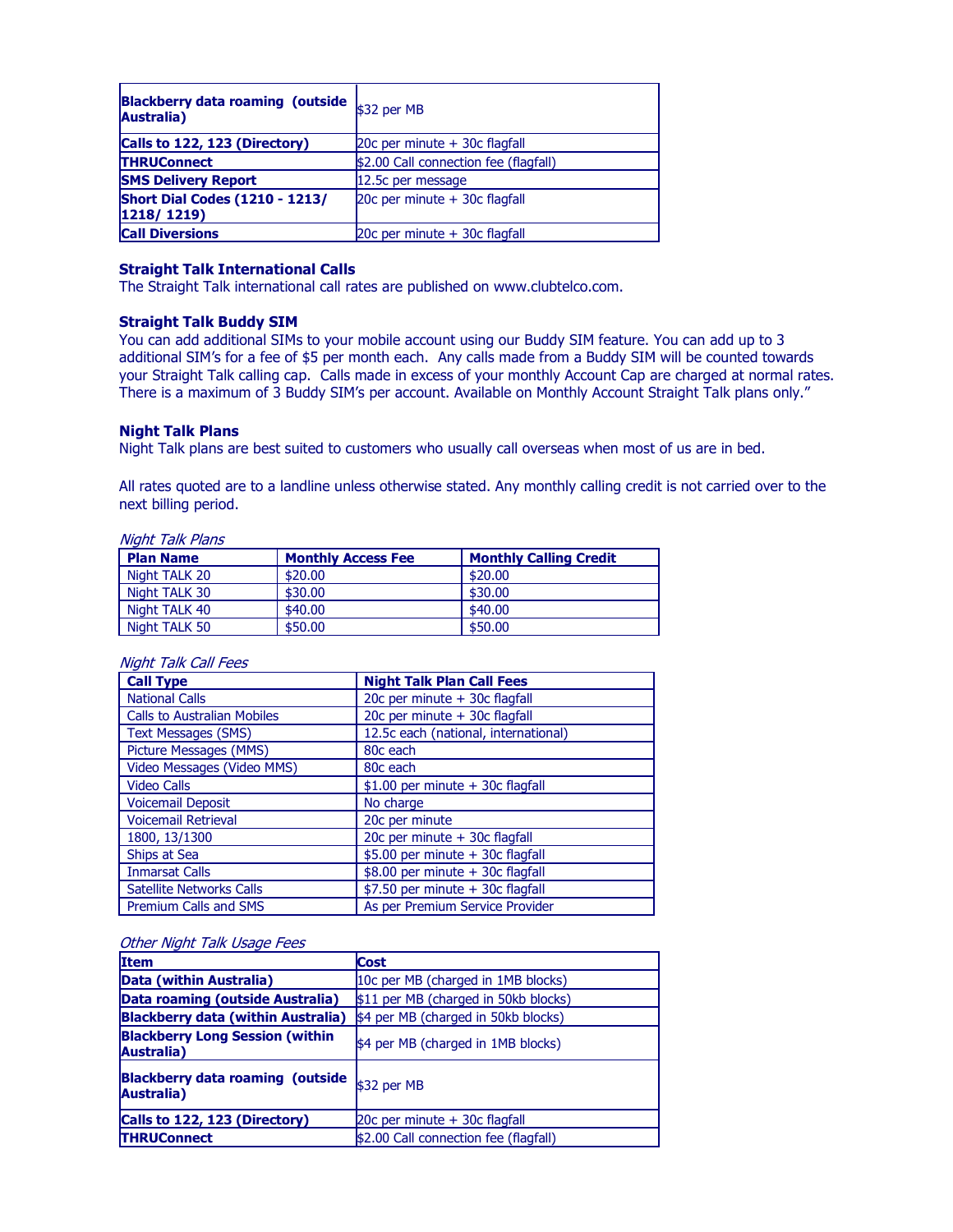| | |
|---|---|
| **Blackberry data roaming (outside Australia)** | $32 per MB |
| **Calls to 122, 123 (Directory)** | 20c per minute + 30c flagfall |
| **THRUConnect** | $2.00 Call connection fee (flagfall) |
| **SMS Delivery Report** | 12.5c per message |
| **Short Dial Codes (1210 - 1213/ 1218/ 1219)** | 20c per minute + 30c flagfall |
| **Call Diversions** | 20c per minute + 30c flagfall |

### Straight Talk International Calls

The Straight Talk international call rates are published on www.clubtelco.com.

### Straight Talk Buddy SIM

You can add additional SIMs to your mobile account using our Buddy SIM feature. You can add up to 3 additional SIM's for a fee of $5 per month each. Any calls made from a Buddy SIM will be counted towards your Straight Talk calling cap. Calls made in excess of your monthly Account Cap are charged at normal rates. There is a maximum of 3 Buddy SIM's per account. Available on Monthly Account Straight Talk plans only."

### Night Talk Plans

Night Talk plans are best suited to customers who usually call overseas when most of us are in bed.

All rates quoted are to a landline unless otherwise stated. Any monthly calling credit is not carried over to the next billing period.

*Night Talk Plans*

| Plan Name | Monthly Access Fee | Monthly Calling Credit |
|---|---|---|
| Night TALK 20 | $20.00 | $20.00 |
| Night TALK 30 | $30.00 | $30.00 |
| Night TALK 40 | $40.00 | $40.00 |
| Night TALK 50 | $50.00 | $50.00 |

*Night Talk Call Fees*

| Call Type | Night Talk Plan Call Fees |
|---|---|
| National Calls | 20c per minute + 30c flagfall |
| Calls to Australian Mobiles | 20c per minute + 30c flagfall |
| Text Messages (SMS) | 12.5c each (national, international) |
| Picture Messages (MMS) | 80c each |
| Video Messages (Video MMS) | 80c each |
| Video Calls | $1.00 per minute + 30c flagfall |
| Voicemail Deposit | No charge |
| Voicemail Retrieval | 20c per minute |
| 1800, 13/1300 | 20c per minute + 30c flagfall |
| Ships at Sea | $5.00 per minute + 30c flagfall |
| Inmarsat Calls | $8.00 per minute + 30c flagfall |
| Satellite Networks Calls | $7.50 per minute + 30c flagfall |
| Premium Calls and SMS | As per Premium Service Provider |

*Other Night Talk Usage Fees*

| Item | Cost |
|---|---|
| **Data (within Australia)** | 10c per MB (charged in 1MB blocks) |
| **Data roaming (outside Australia)** | $11 per MB (charged in 50kb blocks) |
| **Blackberry data (within Australia)** | $4 per MB (charged in 50kb blocks) |
| **Blackberry Long Session (within Australia)** | $4 per MB (charged in 1MB blocks) |
| **Blackberry data roaming (outside Australia)** | $32 per MB |
| **Calls to 122, 123 (Directory)** | 20c per minute + 30c flagfall |
| **THRUConnect** | $2.00 Call connection fee (flagfall) |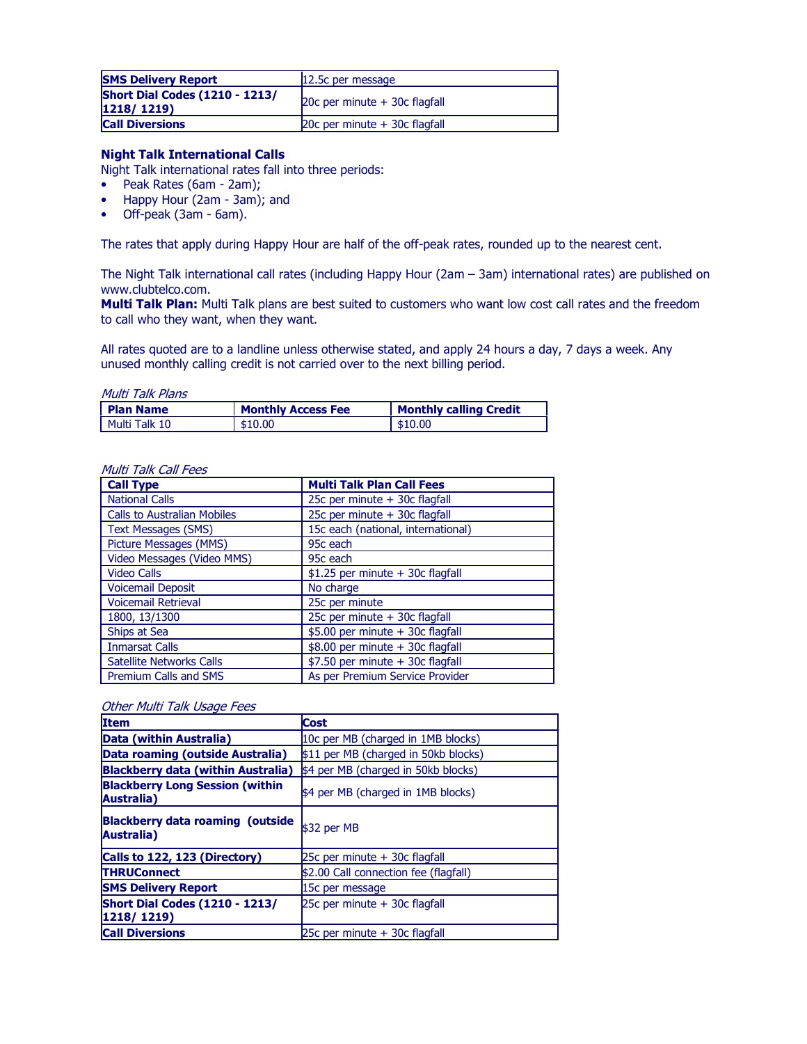| SMS Delivery Report | 12.5c per message |
|---|---|
| Short Dial Codes (1210 - 1213/ 1218/ 1219) | 20c per minute + 30c flagfall |
| Call Diversions | 20c per minute + 30c flagfall |

**Night Talk International Calls**

Night Talk international rates fall into three periods:

- Peak Rates (6am - 2am);
- Happy Hour (2am - 3am); and
- Off-peak (3am - 6am).

The rates that apply during Happy Hour are half of the off-peak rates, rounded up to the nearest cent.

The Night Talk international call rates (including Happy Hour (2am – 3am) international rates) are published on www.clubtelco.com.

**Multi Talk Plan:** Multi Talk plans are best suited to customers who want low cost call rates and the freedom to call who they want, when they want.

All rates quoted are to a landline unless otherwise stated, and apply 24 hours a day, 7 days a week. Any unused monthly calling credit is not carried over to the next billing period.

*Multi Talk Plans*

| Plan Name | Monthly Access Fee | Monthly calling Credit |
|---|---|---|
| Multi Talk 10 | $10.00 | $10.00 |

*Multi Talk Call Fees*

| Call Type | Multi Talk Plan Call Fees |
|---|---|
| National Calls | 25c per minute + 30c flagfall |
| Calls to Australian Mobiles | 25c per minute + 30c flagfall |
| Text Messages (SMS) | 15c each (national, international) |
| Picture Messages (MMS) | 95c each |
| Video Messages (Video MMS) | 95c each |
| Video Calls | $1.25 per minute + 30c flagfall |
| Voicemail Deposit | No charge |
| Voicemail Retrieval | 25c per minute |
| 1800, 13/1300 | 25c per minute + 30c flagfall |
| Ships at Sea | $5.00 per minute + 30c flagfall |
| Inmarsat Calls | $8.00 per minute + 30c flagfall |
| Satellite Networks Calls | $7.50 per minute + 30c flagfall |
| Premium Calls and SMS | As per Premium Service Provider |

*Other Multi Talk Usage Fees*

| Item | Cost |
|---|---|
| Data (within Australia) | 10c per MB (charged in 1MB blocks) |
| Data roaming (outside Australia) | $11 per MB (charged in 50kb blocks) |
| Blackberry data (within Australia) | $4 per MB (charged in 50kb blocks) |
| Blackberry Long Session (within Australia) | $4 per MB (charged in 1MB blocks) |
| Blackberry data roaming (outside Australia) | $32 per MB |
| Calls to 122, 123 (Directory) | 25c per minute + 30c flagfall |
| THRUConnect | $2.00 Call connection fee (flagfall) |
| SMS Delivery Report | 15c per message |
| Short Dial Codes (1210 - 1213/ 1218/ 1219) | 25c per minute + 30c flagfall |
| Call Diversions | 25c per minute + 30c flagfall |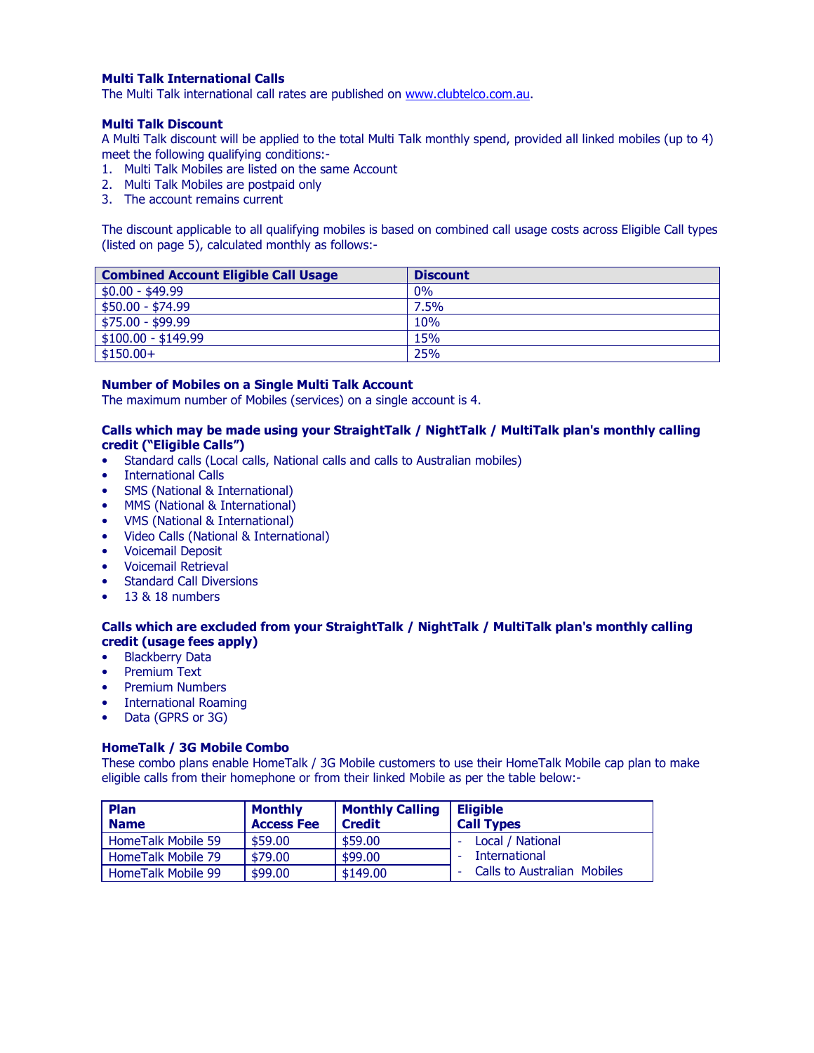### Multi Talk International Calls

The Multi Talk international call rates are published on [www.clubtelco.com.au](http://www.clubtelco.com.au).

### Multi Talk Discount

A Multi Talk discount will be applied to the total Multi Talk monthly spend, provided all linked mobiles (up to 4) meet the following qualifying conditions:-

1. Multi Talk Mobiles are listed on the same Account
2. Multi Talk Mobiles are postpaid only
3. The account remains current

The discount applicable to all qualifying mobiles is based on combined call usage costs across Eligible Call types (listed on page 5), calculated monthly as follows:-

| Combined Account Eligible Call Usage | Discount |
|---|---|
| $0.00 - $49.99 | 0% |
| $50.00 - $74.99 | 7.5% |
| $75.00 - $99.99 | 10% |
| $100.00 - $149.99 | 15% |
| $150.00+ | 25% |

### Number of Mobiles on a Single Multi Talk Account

The maximum number of Mobiles (services) on a single account is 4.

### Calls which may be made using your StraightTalk / NightTalk / MultiTalk plan's monthly calling credit ("Eligible Calls")

- Standard calls (Local calls, National calls and calls to Australian mobiles)
- International Calls
- SMS (National & International)
- MMS (National & International)
- VMS (National & International)
- Video Calls (National & International)
- Voicemail Deposit
- Voicemail Retrieval
- Standard Call Diversions
- 13 & 18 numbers

### Calls which are excluded from your StraightTalk / NightTalk / MultiTalk plan's monthly calling credit (usage fees apply)

- Blackberry Data
- Premium Text
- Premium Numbers
- International Roaming
- Data (GPRS or 3G)

### HomeTalk / 3G Mobile Combo

These combo plans enable HomeTalk / 3G Mobile customers to use their HomeTalk Mobile cap plan to make eligible calls from their homephone or from their linked Mobile as per the table below:-

| Plan Name | Monthly Access Fee | Monthly Calling Credit | Eligible Call Types |
|---|---|---|---|
| HomeTalk Mobile 59 | $59.00 | $59.00 | - Local / National<br>- International<br>- Calls to Australian Mobiles |
| HomeTalk Mobile 79 | $79.00 | $99.00 | |
| HomeTalk Mobile 99 | $99.00 | $149.00 | |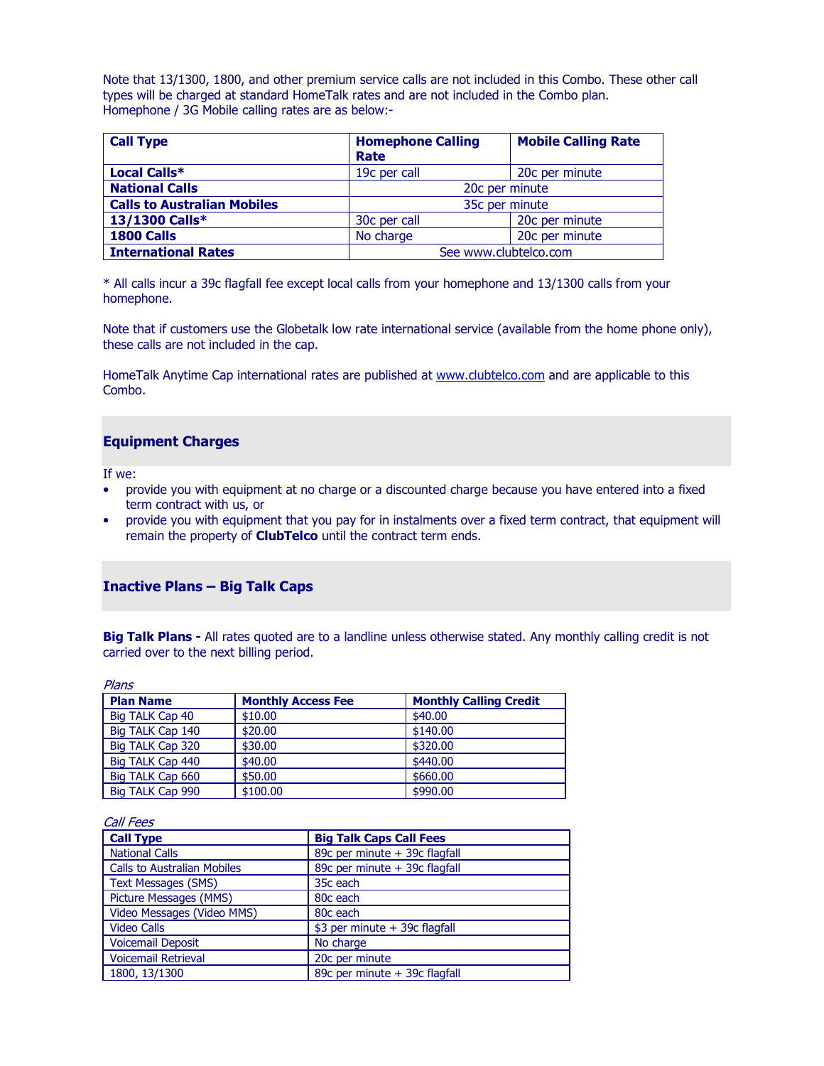Note that 13/1300, 1800, and other premium service calls are not included in this Combo. These other call types will be charged at standard HomeTalk rates and are not included in the Combo plan.
Homephone / 3G Mobile calling rates are as below:-

| Call Type | Homephone Calling Rate | Mobile Calling Rate |
|---|---|---|
| **Local Calls*** | 19c per call | 20c per minute |
| **National Calls** | 20c per minute | |
| **Calls to Australian Mobiles** | 35c per minute | |
| **13/1300 Calls*** | 30c per call | 20c per minute |
| **1800 Calls** | No charge | 20c per minute |
| **International Rates** | See www.clubtelco.com | |

* All calls incur a 39c flagfall fee except local calls from your homephone and 13/1300 calls from your homephone.

Note that if customers use the Globetalk low rate international service (available from the home phone only), these calls are not included in the cap.

HomeTalk Anytime Cap international rates are published at www.clubtelco.com and are applicable to this Combo.

## Equipment Charges

If we:

- provide you with equipment at no charge or a discounted charge because you have entered into a fixed term contract with us, or
- provide you with equipment that you pay for in instalments over a fixed term contract, that equipment will remain the property of **ClubTelco** until the contract term ends.

## Inactive Plans – Big Talk Caps

**Big Talk Plans -** All rates quoted are to a landline unless otherwise stated. Any monthly calling credit is not carried over to the next billing period.

*Plans*

| Plan Name | Monthly Access Fee | Monthly Calling Credit |
|---|---|---|
| Big TALK Cap 40 | $10.00 | $40.00 |
| Big TALK Cap 140 | $20.00 | $140.00 |
| Big TALK Cap 320 | $30.00 | $320.00 |
| Big TALK Cap 440 | $40.00 | $440.00 |
| Big TALK Cap 660 | $50.00 | $660.00 |
| Big TALK Cap 990 | $100.00 | $990.00 |

*Call Fees*

| Call Type | Big Talk Caps Call Fees |
|---|---|
| National Calls | 89c per minute + 39c flagfall |
| Calls to Australian Mobiles | 89c per minute + 39c flagfall |
| Text Messages (SMS) | 35c each |
| Picture Messages (MMS) | 80c each |
| Video Messages (Video MMS) | 80c each |
| Video Calls | $3 per minute + 39c flagfall |
| Voicemail Deposit | No charge |
| Voicemail Retrieval | 20c per minute |
| 1800, 13/1300 | 89c per minute + 39c flagfall |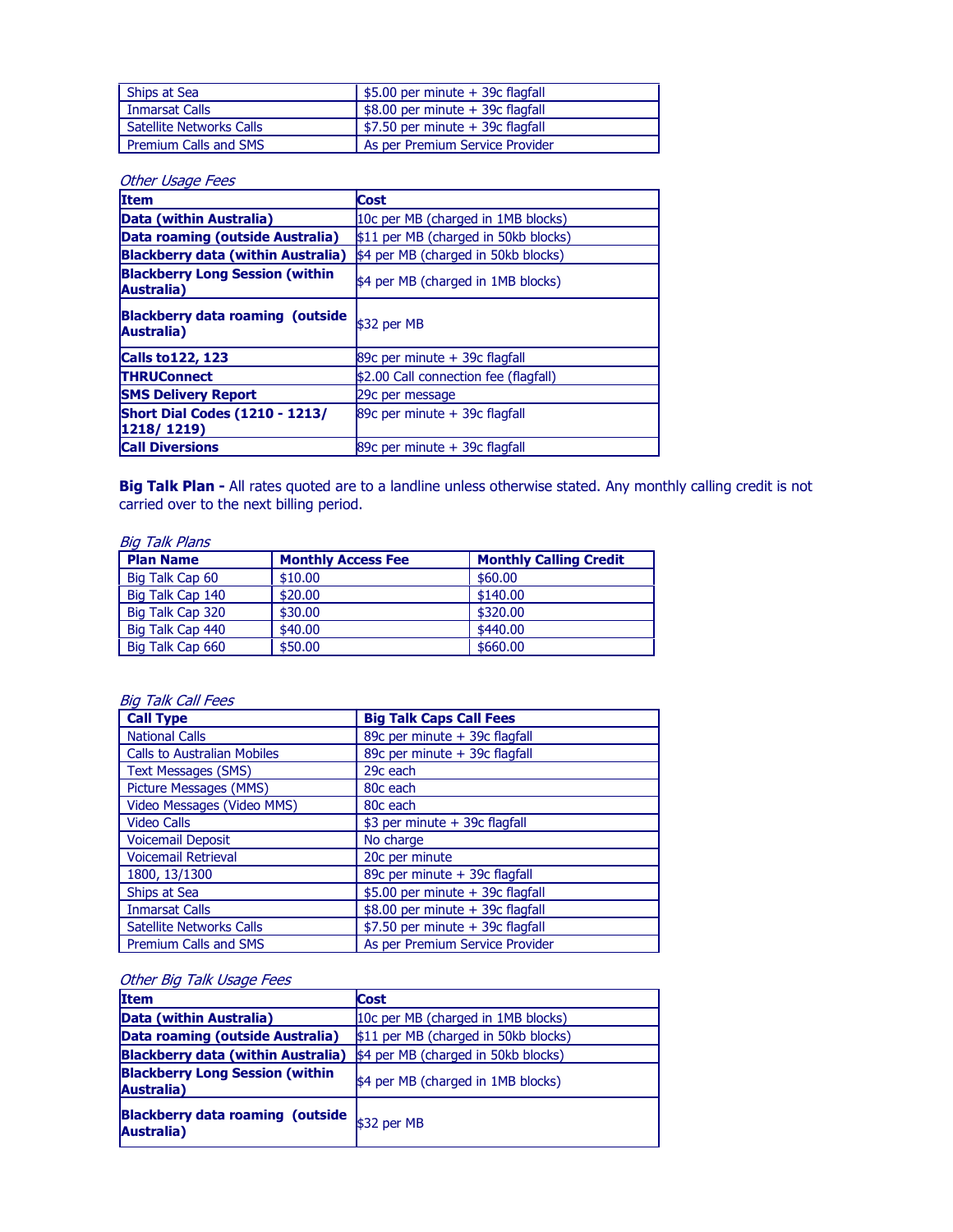| | |
|---|---|
| Ships at Sea | $5.00 per minute + 39c flagfall |
| Inmarsat Calls | $8.00 per minute + 39c flagfall |
| Satellite Networks Calls | $7.50 per minute + 39c flagfall |
| Premium Calls and SMS | As per Premium Service Provider |

*Other Usage Fees*

| Item | Cost |
|---|---|
| **Data (within Australia)** | 10c per MB (charged in 1MB blocks) |
| **Data roaming (outside Australia)** | $11 per MB (charged in 50kb blocks) |
| **Blackberry data (within Australia)** | $4 per MB (charged in 50kb blocks) |
| **Blackberry Long Session (within Australia)** | $4 per MB (charged in 1MB blocks) |
| **Blackberry data roaming (outside Australia)** | $32 per MB |
| **Calls to122, 123** | 89c per minute + 39c flagfall |
| **THRUConnect** | $2.00 Call connection fee (flagfall) |
| **SMS Delivery Report** | 29c per message |
| **Short Dial Codes (1210 - 1213/ 1218/ 1219)** | 89c per minute + 39c flagfall |
| **Call Diversions** | 89c per minute + 39c flagfall |

**Big Talk Plan -** All rates quoted are to a landline unless otherwise stated. Any monthly calling credit is not carried over to the next billing period.

*Big Talk Plans*

| Plan Name | Monthly Access Fee | Monthly Calling Credit |
|---|---|---|
| Big Talk Cap 60 | $10.00 | $60.00 |
| Big Talk Cap 140 | $20.00 | $140.00 |
| Big Talk Cap 320 | $30.00 | $320.00 |
| Big Talk Cap 440 | $40.00 | $440.00 |
| Big Talk Cap 660 | $50.00 | $660.00 |

*Big Talk Call Fees*

| Call Type | Big Talk Caps Call Fees |
|---|---|
| National Calls | 89c per minute + 39c flagfall |
| Calls to Australian Mobiles | 89c per minute + 39c flagfall |
| Text Messages (SMS) | 29c each |
| Picture Messages (MMS) | 80c each |
| Video Messages (Video MMS) | 80c each |
| Video Calls | $3 per minute + 39c flagfall |
| Voicemail Deposit | No charge |
| Voicemail Retrieval | 20c per minute |
| 1800, 13/1300 | 89c per minute + 39c flagfall |
| Ships at Sea | $5.00 per minute + 39c flagfall |
| Inmarsat Calls | $8.00 per minute + 39c flagfall |
| Satellite Networks Calls | $7.50 per minute + 39c flagfall |
| Premium Calls and SMS | As per Premium Service Provider |

*Other Big Talk Usage Fees*

| Item | Cost |
|---|---|
| **Data (within Australia)** | 10c per MB (charged in 1MB blocks) |
| **Data roaming (outside Australia)** | $11 per MB (charged in 50kb blocks) |
| **Blackberry data (within Australia)** | $4 per MB (charged in 50kb blocks) |
| **Blackberry Long Session (within Australia)** | $4 per MB (charged in 1MB blocks) |
| **Blackberry data roaming (outside Australia)** | $32 per MB |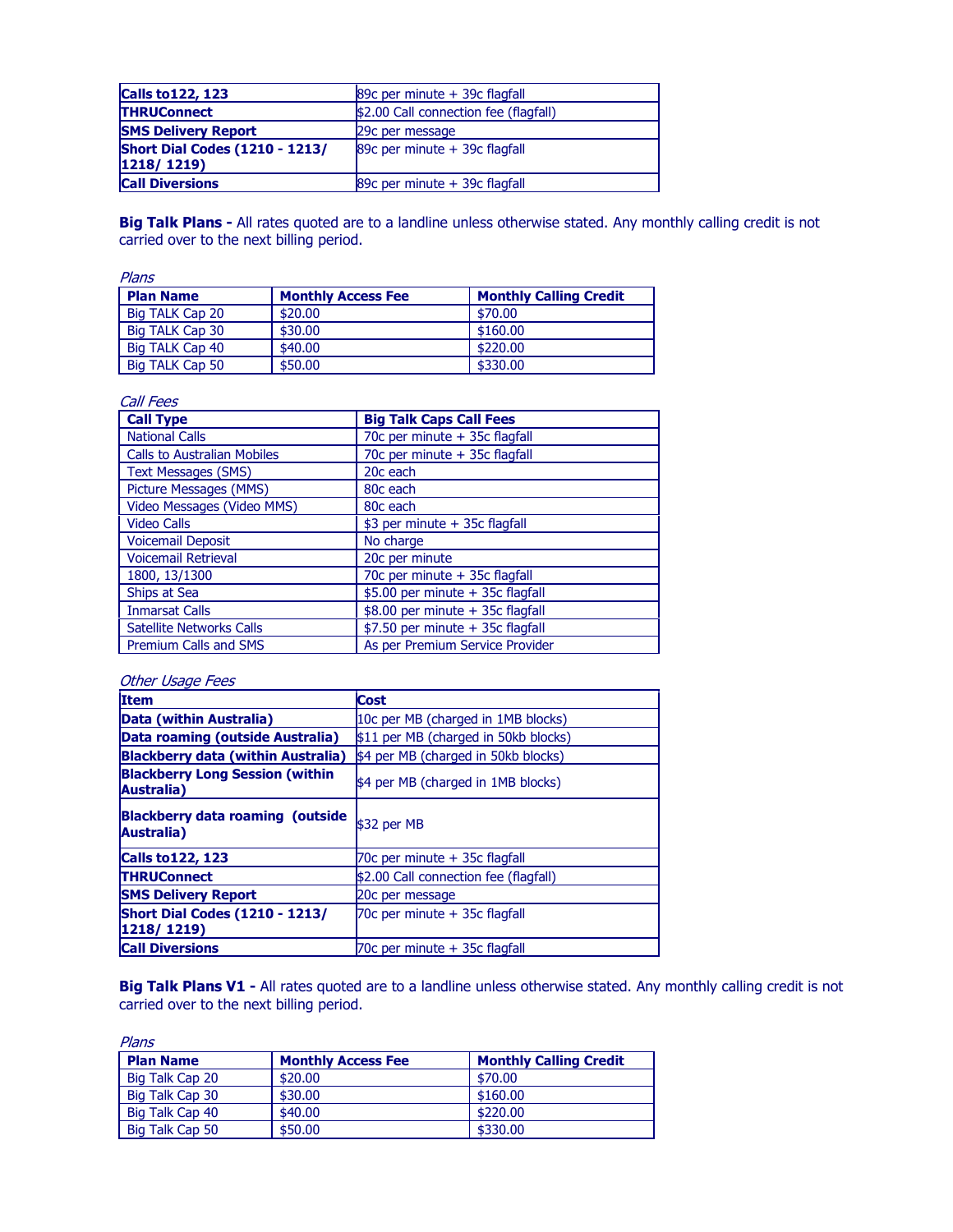| Calls to122, 123 | 89c per minute + 39c flagfall |
|---|---|
| THRUConnect | $2.00 Call connection fee (flagfall) |
| SMS Delivery Report | 29c per message |
| Short Dial Codes (1210 - 1213/ 1218/ 1219) | 89c per minute + 39c flagfall |
| Call Diversions | 89c per minute + 39c flagfall |

**Big Talk Plans -** All rates quoted are to a landline unless otherwise stated. Any monthly calling credit is not carried over to the next billing period.

*Plans*

| Plan Name | Monthly Access Fee | Monthly Calling Credit |
|---|---|---|
| Big TALK Cap 20 | $20.00 | $70.00 |
| Big TALK Cap 30 | $30.00 | $160.00 |
| Big TALK Cap 40 | $40.00 | $220.00 |
| Big TALK Cap 50 | $50.00 | $330.00 |

*Call Fees*

| Call Type | Big Talk Caps Call Fees |
|---|---|
| National Calls | 70c per minute + 35c flagfall |
| Calls to Australian Mobiles | 70c per minute + 35c flagfall |
| Text Messages (SMS) | 20c each |
| Picture Messages (MMS) | 80c each |
| Video Messages (Video MMS) | 80c each |
| Video Calls | $3 per minute + 35c flagfall |
| Voicemail Deposit | No charge |
| Voicemail Retrieval | 20c per minute |
| 1800, 13/1300 | 70c per minute + 35c flagfall |
| Ships at Sea | $5.00 per minute + 35c flagfall |
| Inmarsat Calls | $8.00 per minute + 35c flagfall |
| Satellite Networks Calls | $7.50 per minute + 35c flagfall |
| Premium Calls and SMS | As per Premium Service Provider |

*Other Usage Fees*

| Item | Cost |
|---|---|
| Data (within Australia) | 10c per MB (charged in 1MB blocks) |
| Data roaming (outside Australia) | $11 per MB (charged in 50kb blocks) |
| Blackberry data (within Australia) | $4 per MB (charged in 50kb blocks) |
| Blackberry Long Session (within Australia) | $4 per MB (charged in 1MB blocks) |
| Blackberry data roaming (outside Australia) | $32 per MB |
| Calls to122, 123 | 70c per minute + 35c flagfall |
| THRUConnect | $2.00 Call connection fee (flagfall) |
| SMS Delivery Report | 20c per message |
| Short Dial Codes (1210 - 1213/ 1218/ 1219) | 70c per minute + 35c flagfall |
| Call Diversions | 70c per minute + 35c flagfall |

**Big Talk Plans V1 -** All rates quoted are to a landline unless otherwise stated. Any monthly calling credit is not carried over to the next billing period.

*Plans*

| Plan Name | Monthly Access Fee | Monthly Calling Credit |
|---|---|---|
| Big Talk Cap 20 | $20.00 | $70.00 |
| Big Talk Cap 30 | $30.00 | $160.00 |
| Big Talk Cap 40 | $40.00 | $220.00 |
| Big Talk Cap 50 | $50.00 | $330.00 |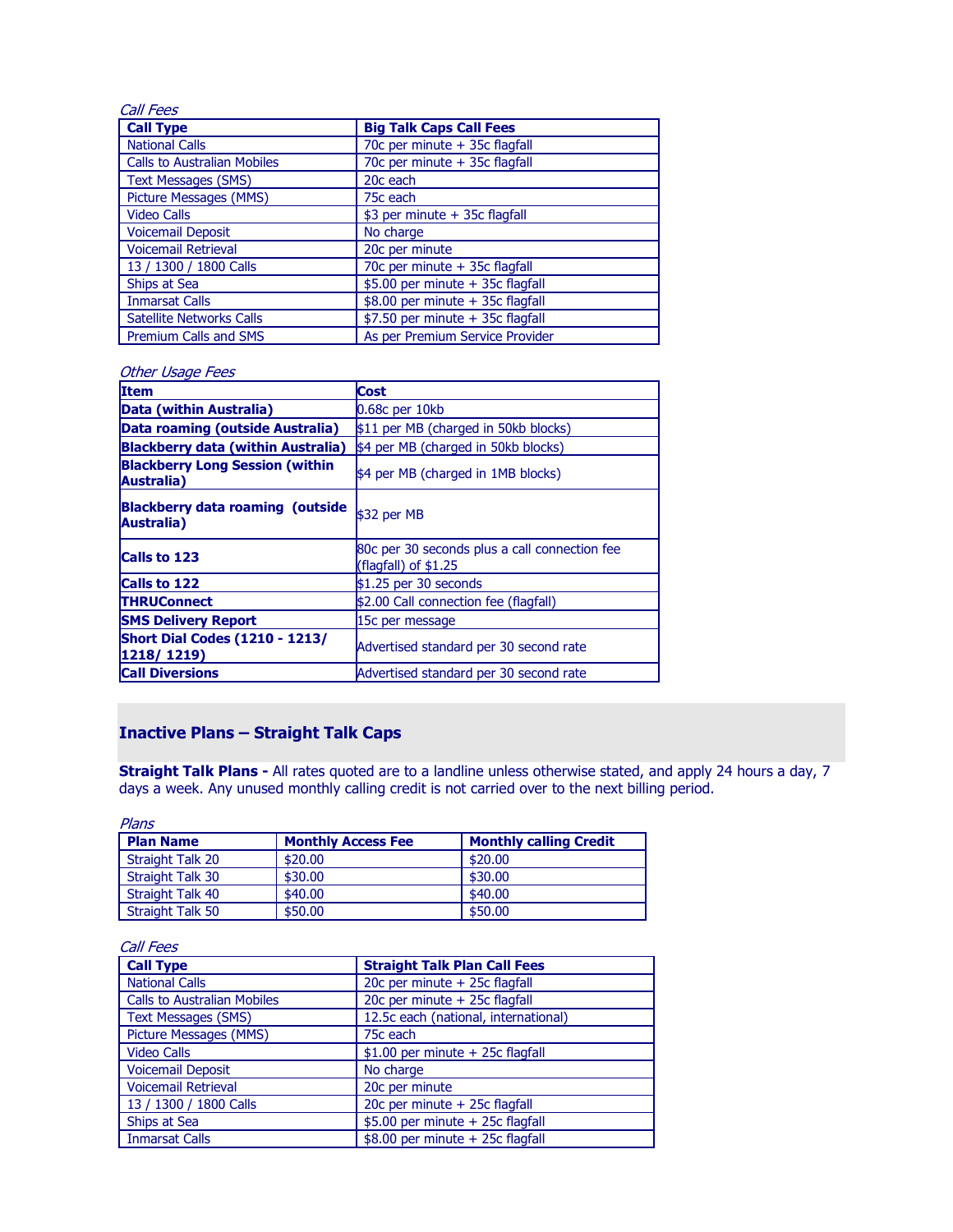*Call Fees*

| Call Type | Big Talk Caps Call Fees |
| --- | --- |
| National Calls | 70c per minute + 35c flagfall |
| Calls to Australian Mobiles | 70c per minute + 35c flagfall |
| Text Messages (SMS) | 20c each |
| Picture Messages (MMS) | 75c each |
| Video Calls | $3 per minute + 35c flagfall |
| Voicemail Deposit | No charge |
| Voicemail Retrieval | 20c per minute |
| 13 / 1300 / 1800 Calls | 70c per minute + 35c flagfall |
| Ships at Sea | $5.00 per minute + 35c flagfall |
| Inmarsat Calls | $8.00 per minute + 35c flagfall |
| Satellite Networks Calls | $7.50 per minute + 35c flagfall |
| Premium Calls and SMS | As per Premium Service Provider |

*Other Usage Fees*

| Item | Cost |
| --- | --- |
| **Data (within Australia)** | 0.68c per 10kb |
| **Data roaming (outside Australia)** | $11 per MB (charged in 50kb blocks) |
| **Blackberry data (within Australia)** | $4 per MB (charged in 50kb blocks) |
| **Blackberry Long Session (within Australia)** | $4 per MB (charged in 1MB blocks) |
| **Blackberry data roaming (outside Australia)** | $32 per MB |
| **Calls to 123** | 80c per 30 seconds plus a call connection fee (flagfall) of $1.25 |
| **Calls to 122** | $1.25 per 30 seconds |
| **THRUConnect** | $2.00 Call connection fee (flagfall) |
| **SMS Delivery Report** | 15c per message |
| **Short Dial Codes (1210 - 1213/ 1218/ 1219)** | Advertised standard per 30 second rate |
| **Call Diversions** | Advertised standard per 30 second rate |

## Inactive Plans – Straight Talk Caps

**Straight Talk Plans -** All rates quoted are to a landline unless otherwise stated, and apply 24 hours a day, 7 days a week. Any unused monthly calling credit is not carried over to the next billing period.

*Plans*

| Plan Name | Monthly Access Fee | Monthly calling Credit |
| --- | --- | --- |
| Straight Talk 20 | $20.00 | $20.00 |
| Straight Talk 30 | $30.00 | $30.00 |
| Straight Talk 40 | $40.00 | $40.00 |
| Straight Talk 50 | $50.00 | $50.00 |

*Call Fees*

| Call Type | Straight Talk Plan Call Fees |
| --- | --- |
| National Calls | 20c per minute + 25c flagfall |
| Calls to Australian Mobiles | 20c per minute + 25c flagfall |
| Text Messages (SMS) | 12.5c each (national, international) |
| Picture Messages (MMS) | 75c each |
| Video Calls | $1.00 per minute + 25c flagfall |
| Voicemail Deposit | No charge |
| Voicemail Retrieval | 20c per minute |
| 13 / 1300 / 1800 Calls | 20c per minute + 25c flagfall |
| Ships at Sea | $5.00 per minute + 25c flagfall |
| Inmarsat Calls | $8.00 per minute + 25c flagfall |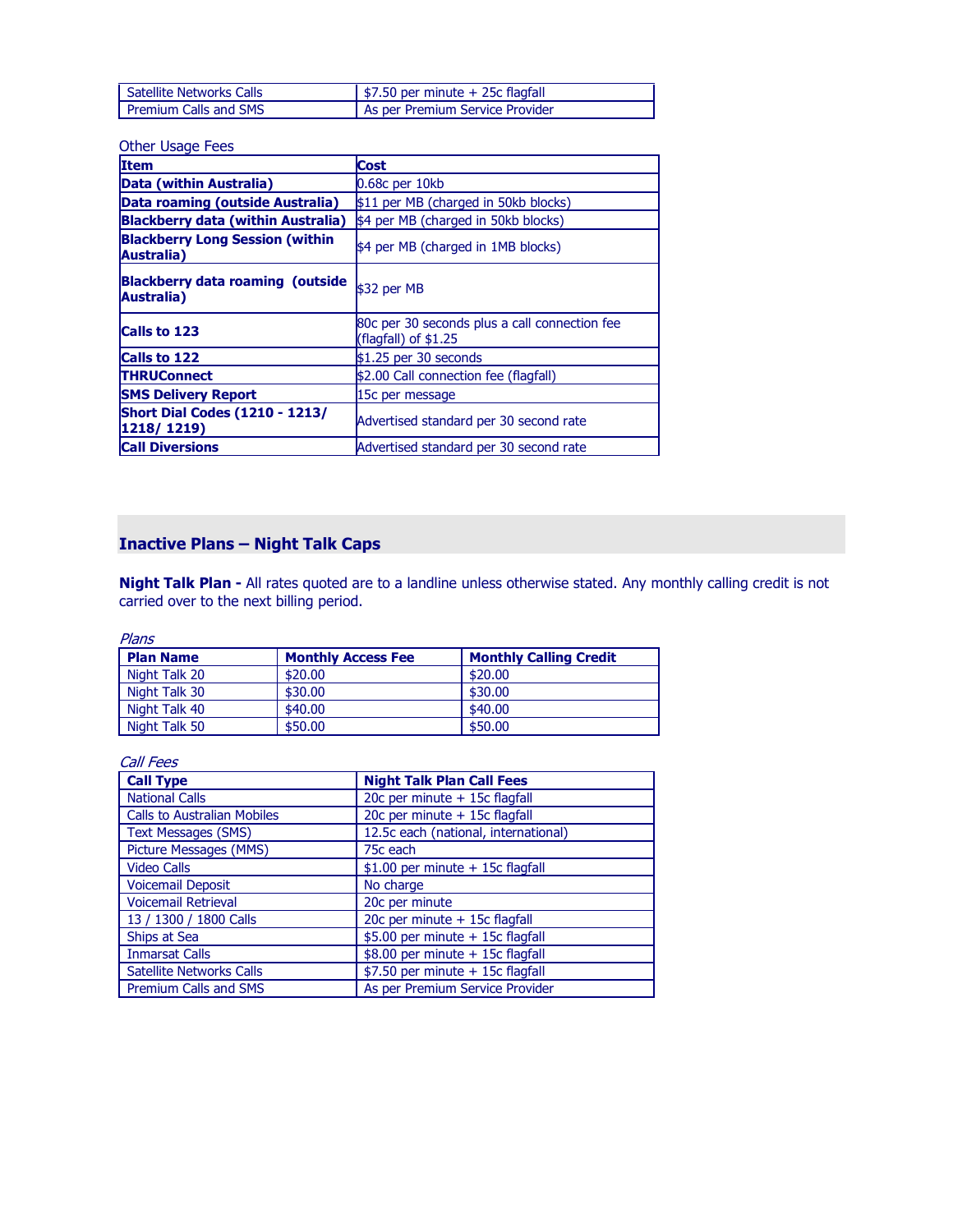| | |
|---|---|
| Satellite Networks Calls | $7.50 per minute + 25c flagfall |
| Premium Calls and SMS | As per Premium Service Provider |

Other Usage Fees

| Item | Cost |
|---|---|
| **Data (within Australia)** | 0.68c per 10kb |
| **Data roaming (outside Australia)** | $11 per MB (charged in 50kb blocks) |
| **Blackberry data (within Australia)** | $4 per MB (charged in 50kb blocks) |
| **Blackberry Long Session (within Australia)** | $4 per MB (charged in 1MB blocks) |
| **Blackberry data roaming (outside Australia)** | $32 per MB |
| **Calls to 123** | 80c per 30 seconds plus a call connection fee (flagfall) of $1.25 |
| **Calls to 122** | $1.25 per 30 seconds |
| **THRUConnect** | $2.00 Call connection fee (flagfall) |
| **SMS Delivery Report** | 15c per message |
| **Short Dial Codes (1210 - 1213/ 1218/ 1219)** | Advertised standard per 30 second rate |
| **Call Diversions** | Advertised standard per 30 second rate |

## Inactive Plans – Night Talk Caps

**Night Talk Plan -** All rates quoted are to a landline unless otherwise stated. Any monthly calling credit is not carried over to the next billing period.

*Plans*

| Plan Name | Monthly Access Fee | Monthly Calling Credit |
|---|---|---|
| Night Talk 20 | $20.00 | $20.00 |
| Night Talk 30 | $30.00 | $30.00 |
| Night Talk 40 | $40.00 | $40.00 |
| Night Talk 50 | $50.00 | $50.00 |

*Call Fees*

| Call Type | Night Talk Plan Call Fees |
|---|---|
| National Calls | 20c per minute + 15c flagfall |
| Calls to Australian Mobiles | 20c per minute + 15c flagfall |
| Text Messages (SMS) | 12.5c each (national, international) |
| Picture Messages (MMS) | 75c each |
| Video Calls | $1.00 per minute + 15c flagfall |
| Voicemail Deposit | No charge |
| Voicemail Retrieval | 20c per minute |
| 13 / 1300 / 1800 Calls | 20c per minute + 15c flagfall |
| Ships at Sea | $5.00 per minute + 15c flagfall |
| Inmarsat Calls | $8.00 per minute + 15c flagfall |
| Satellite Networks Calls | $7.50 per minute + 15c flagfall |
| Premium Calls and SMS | As per Premium Service Provider |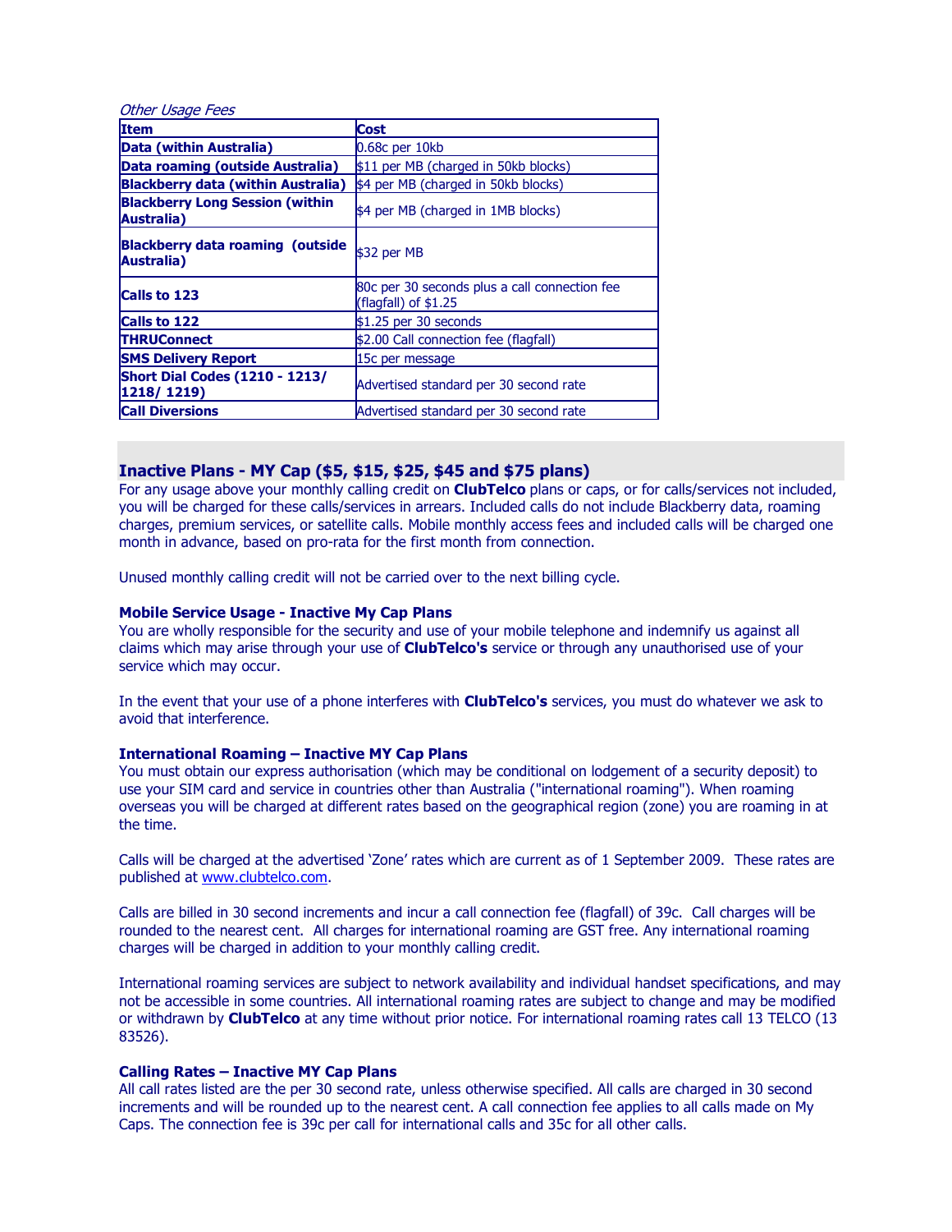*Other Usage Fees*

| Item | Cost |
|---|---|
| **Data (within Australia)** | 0.68c per 10kb |
| **Data roaming (outside Australia)** | $11 per MB (charged in 50kb blocks) |
| **Blackberry data (within Australia)** | $4 per MB (charged in 50kb blocks) |
| **Blackberry Long Session (within Australia)** | $4 per MB (charged in 1MB blocks) |
| **Blackberry data roaming (outside Australia)** | $32 per MB |
| **Calls to 123** | 80c per 30 seconds plus a call connection fee (flagfall) of $1.25 |
| **Calls to 122** | $1.25 per 30 seconds |
| **THRUConnect** | $2.00 Call connection fee (flagfall) |
| **SMS Delivery Report** | 15c per message |
| **Short Dial Codes (1210 - 1213/ 1218/ 1219)** | Advertised standard per 30 second rate |
| **Call Diversions** | Advertised standard per 30 second rate |

## Inactive Plans - MY Cap ($5, $15, $25, $45 and $75 plans)

For any usage above your monthly calling credit on **ClubTelco** plans or caps, or for calls/services not included, you will be charged for these calls/services in arrears. Included calls do not include Blackberry data, roaming charges, premium services, or satellite calls. Mobile monthly access fees and included calls will be charged one month in advance, based on pro-rata for the first month from connection.

Unused monthly calling credit will not be carried over to the next billing cycle.

### Mobile Service Usage - Inactive My Cap Plans

You are wholly responsible for the security and use of your mobile telephone and indemnify us against all claims which may arise through your use of **ClubTelco's** service or through any unauthorised use of your service which may occur.

In the event that your use of a phone interferes with **ClubTelco's** services, you must do whatever we ask to avoid that interference.

### International Roaming – Inactive MY Cap Plans

You must obtain our express authorisation (which may be conditional on lodgement of a security deposit) to use your SIM card and service in countries other than Australia ("international roaming"). When roaming overseas you will be charged at different rates based on the geographical region (zone) you are roaming in at the time.

Calls will be charged at the advertised 'Zone' rates which are current as of 1 September 2009. These rates are published at www.clubtelco.com.

Calls are billed in 30 second increments and incur a call connection fee (flagfall) of 39c. Call charges will be rounded to the nearest cent. All charges for international roaming are GST free. Any international roaming charges will be charged in addition to your monthly calling credit.

International roaming services are subject to network availability and individual handset specifications, and may not be accessible in some countries. All international roaming rates are subject to change and may be modified or withdrawn by **ClubTelco** at any time without prior notice. For international roaming rates call 13 TELCO (13 83526).

### Calling Rates – Inactive MY Cap Plans

All call rates listed are the per 30 second rate, unless otherwise specified. All calls are charged in 30 second increments and will be rounded up to the nearest cent. A call connection fee applies to all calls made on My Caps. The connection fee is 39c per call for international calls and 35c for all other calls.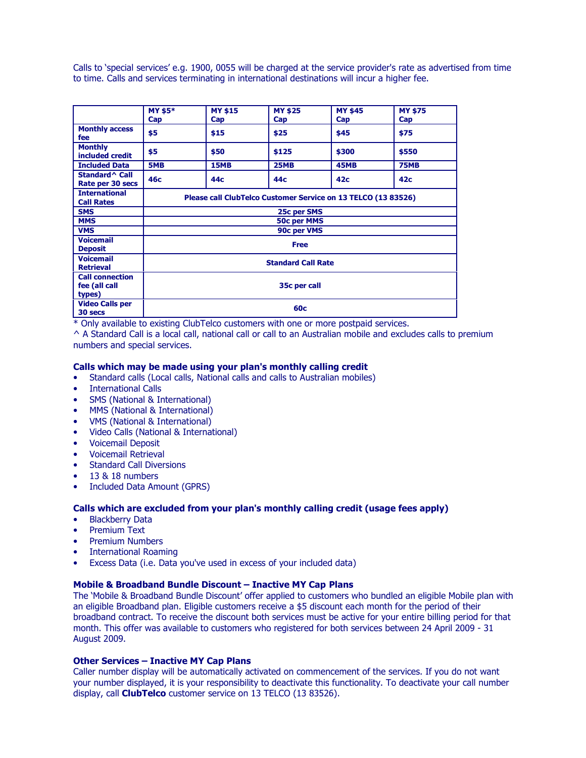Calls to 'special services' e.g. 1900, 0055 will be charged at the service provider's rate as advertised from time to time. Calls and services terminating in international destinations will incur a higher fee.

| | MY $5* Cap | MY $15 Cap | MY $25 Cap | MY $45 Cap | MY $75 Cap |
|---|---|---|---|---|---|
| Monthly access fee | $5 | $15 | $25 | $45 | $75 |
| Monthly included credit | $5 | $50 | $125 | $300 | $550 |
| Included Data | 5MB | 15MB | 25MB | 45MB | 75MB |
| Standard^ Call Rate per 30 secs | 46c | 44c | 44c | 42c | 42c |
| International Call Rates | Please call ClubTelco Customer Service on 13 TELCO (13 83526) | | | | |
| SMS | 25c per SMS | | | | |
| MMS | 50c per MMS | | | | |
| VMS | 90c per VMS | | | | |
| Voicemail Deposit | Free | | | | |
| Voicemail Retrieval | Standard Call Rate | | | | |
| Call connection fee (all call types) | 35c per call | | | | |
| Video Calls per 30 secs | 60c | | | | |

* Only available to existing ClubTelco customers with one or more postpaid services.
^ A Standard Call is a local call, national call or call to an Australian mobile and excludes calls to premium numbers and special services.

### Calls which may be made using your plan's monthly calling credit

- Standard calls (Local calls, National calls and calls to Australian mobiles)
- International Calls
- SMS (National & International)
- MMS (National & International)
- VMS (National & International)
- Video Calls (National & International)
- Voicemail Deposit
- Voicemail Retrieval
- Standard Call Diversions
- 13 & 18 numbers
- Included Data Amount (GPRS)

### Calls which are excluded from your plan's monthly calling credit (usage fees apply)

- Blackberry Data
- Premium Text
- Premium Numbers
- International Roaming
- Excess Data (i.e. Data you've used in excess of your included data)

### Mobile & Broadband Bundle Discount – Inactive MY Cap Plans

The 'Mobile & Broadband Bundle Discount' offer applied to customers who bundled an eligible Mobile plan with an eligible Broadband plan. Eligible customers receive a $5 discount each month for the period of their broadband contract. To receive the discount both services must be active for your entire billing period for that month. This offer was available to customers who registered for both services between 24 April 2009 - 31 August 2009.

### Other Services – Inactive MY Cap Plans

Caller number display will be automatically activated on commencement of the services. If you do not want your number displayed, it is your responsibility to deactivate this functionality. To deactivate your call number display, call **ClubTelco** customer service on 13 TELCO (13 83526).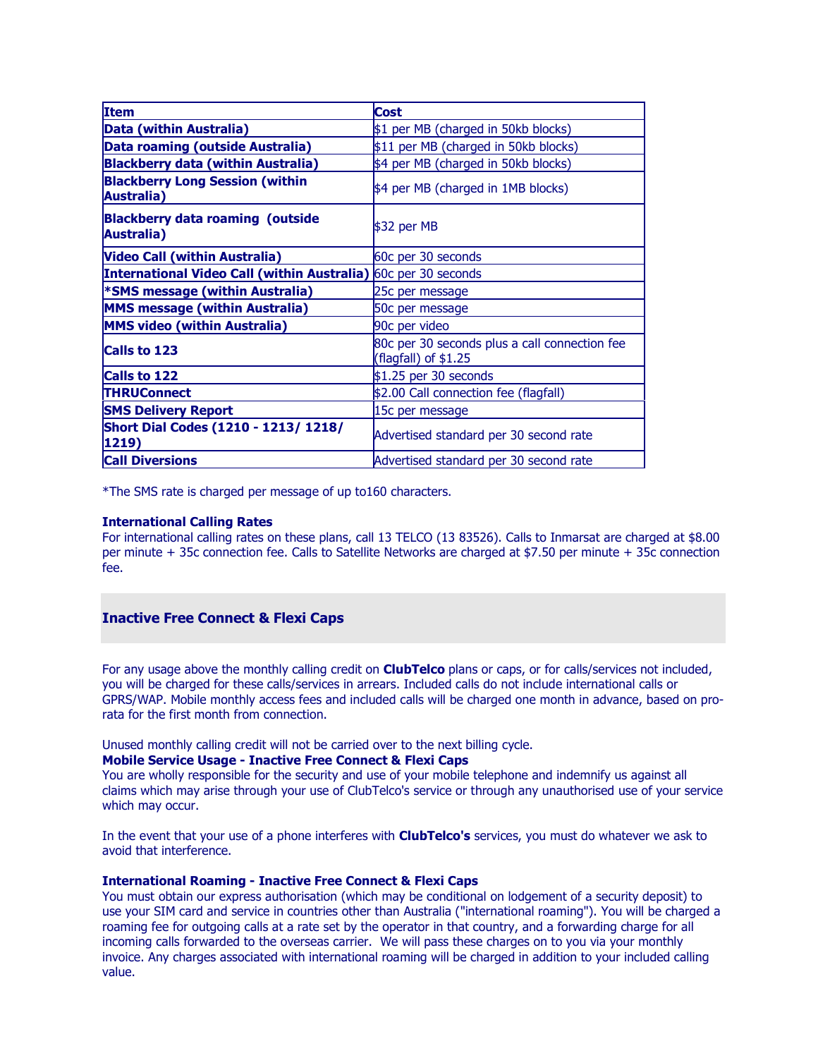| Item | Cost |
|---|---|
| **Data (within Australia)** | $1 per MB (charged in 50kb blocks) |
| **Data roaming (outside Australia)** | $11 per MB (charged in 50kb blocks) |
| **Blackberry data (within Australia)** | $4 per MB (charged in 50kb blocks) |
| **Blackberry Long Session (within Australia)** | $4 per MB (charged in 1MB blocks) |
| **Blackberry data roaming (outside Australia)** | $32 per MB |
| **Video Call (within Australia)** | 60c per 30 seconds |
| **International Video Call (within Australia)** | 60c per 30 seconds |
| ***SMS message (within Australia)** | 25c per message |
| **MMS message (within Australia)** | 50c per message |
| **MMS video (within Australia)** | 90c per video |
| **Calls to 123** | 80c per 30 seconds plus a call connection fee (flagfall) of $1.25 |
| **Calls to 122** | $1.25 per 30 seconds |
| **THRUConnect** | $2.00 Call connection fee (flagfall) |
| **SMS Delivery Report** | 15c per message |
| **Short Dial Codes (1210 - 1213/ 1218/ 1219)** | Advertised standard per 30 second rate |
| **Call Diversions** | Advertised standard per 30 second rate |

*The SMS rate is charged per message of up to160 characters.

**International Calling Rates**
For international calling rates on these plans, call 13 TELCO (13 83526). Calls to Inmarsat are charged at $8.00 per minute + 35c connection fee. Calls to Satellite Networks are charged at $7.50 per minute + 35c connection fee.

## Inactive Free Connect & Flexi Caps

For any usage above the monthly calling credit on **ClubTelco** plans or caps, or for calls/services not included, you will be charged for these calls/services in arrears. Included calls do not include international calls or GPRS/WAP. Mobile monthly access fees and included calls will be charged one month in advance, based on pro-rata for the first month from connection.

Unused monthly calling credit will not be carried over to the next billing cycle.

**Mobile Service Usage - Inactive Free Connect & Flexi Caps**
You are wholly responsible for the security and use of your mobile telephone and indemnify us against all claims which may arise through your use of ClubTelco's service or through any unauthorised use of your service which may occur.

In the event that your use of a phone interferes with **ClubTelco's** services, you must do whatever we ask to avoid that interference.

**International Roaming - Inactive Free Connect & Flexi Caps**
You must obtain our express authorisation (which may be conditional on lodgement of a security deposit) to use your SIM card and service in countries other than Australia ("international roaming"). You will be charged a roaming fee for outgoing calls at a rate set by the operator in that country, and a forwarding charge for all incoming calls forwarded to the overseas carrier. We will pass these charges on to you via your monthly invoice. Any charges associated with international roaming will be charged in addition to your included calling value.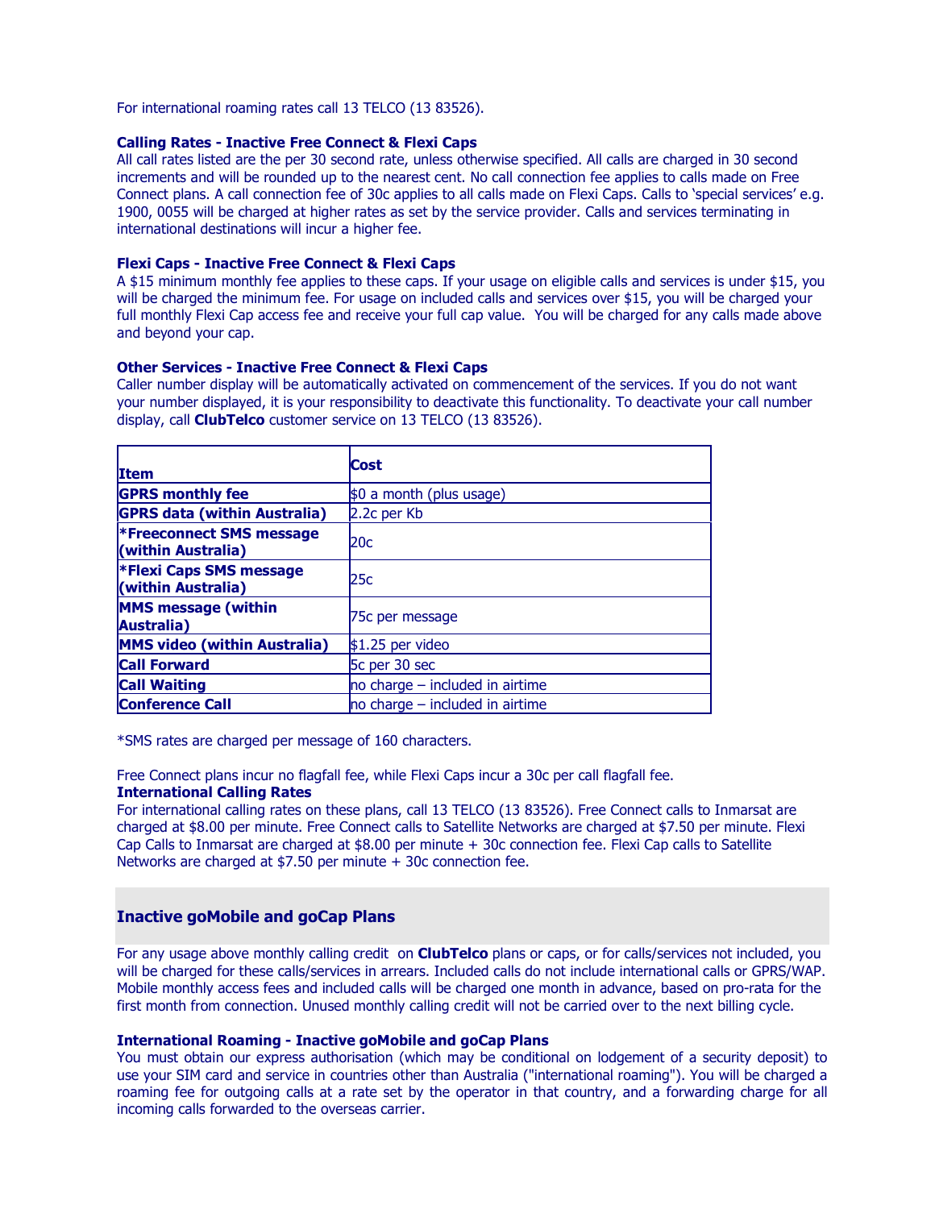For international roaming rates call 13 TELCO (13 83526).

**Calling Rates - Inactive Free Connect & Flexi Caps**

All call rates listed are the per 30 second rate, unless otherwise specified. All calls are charged in 30 second increments and will be rounded up to the nearest cent. No call connection fee applies to calls made on Free Connect plans. A call connection fee of 30c applies to all calls made on Flexi Caps. Calls to 'special services' e.g. 1900, 0055 will be charged at higher rates as set by the service provider. Calls and services terminating in international destinations will incur a higher fee.

**Flexi Caps - Inactive Free Connect & Flexi Caps**

A $15 minimum monthly fee applies to these caps. If your usage on eligible calls and services is under $15, you will be charged the minimum fee. For usage on included calls and services over $15, you will be charged your full monthly Flexi Cap access fee and receive your full cap value. You will be charged for any calls made above and beyond your cap.

**Other Services - Inactive Free Connect & Flexi Caps**

Caller number display will be automatically activated on commencement of the services. If you do not want your number displayed, it is your responsibility to deactivate this functionality. To deactivate your call number display, call **ClubTelco** customer service on 13 TELCO (13 83526).

| Item | Cost |
|---|---|
| **GPRS monthly fee** | $0 a month (plus usage) |
| **GPRS data (within Australia)** | 2.2c per Kb |
| **\*Freeconnect SMS message (within Australia)** | 20c |
| **\*Flexi Caps SMS message (within Australia)** | 25c |
| **MMS message (within Australia)** | 75c per message |
| **MMS video (within Australia)** | $1.25 per video |
| **Call Forward** | 5c per 30 sec |
| **Call Waiting** | no charge – included in airtime |
| **Conference Call** | no charge – included in airtime |

*SMS rates are charged per message of 160 characters.

Free Connect plans incur no flagfall fee, while Flexi Caps incur a 30c per call flagfall fee.

**International Calling Rates**

For international calling rates on these plans, call 13 TELCO (13 83526). Free Connect calls to Inmarsat are charged at $8.00 per minute. Free Connect calls to Satellite Networks are charged at $7.50 per minute. Flexi Cap Calls to Inmarsat are charged at $8.00 per minute + 30c connection fee. Flexi Cap calls to Satellite Networks are charged at $7.50 per minute + 30c connection fee.

## Inactive goMobile and goCap Plans

For any usage above monthly calling credit on **ClubTelco** plans or caps, or for calls/services not included, you will be charged for these calls/services in arrears. Included calls do not include international calls or GPRS/WAP. Mobile monthly access fees and included calls will be charged one month in advance, based on pro-rata for the first month from connection. Unused monthly calling credit will not be carried over to the next billing cycle.

**International Roaming - Inactive goMobile and goCap Plans**

You must obtain our express authorisation (which may be conditional on lodgement of a security deposit) to use your SIM card and service in countries other than Australia ("international roaming"). You will be charged a roaming fee for outgoing calls at a rate set by the operator in that country, and a forwarding charge for all incoming calls forwarded to the overseas carrier.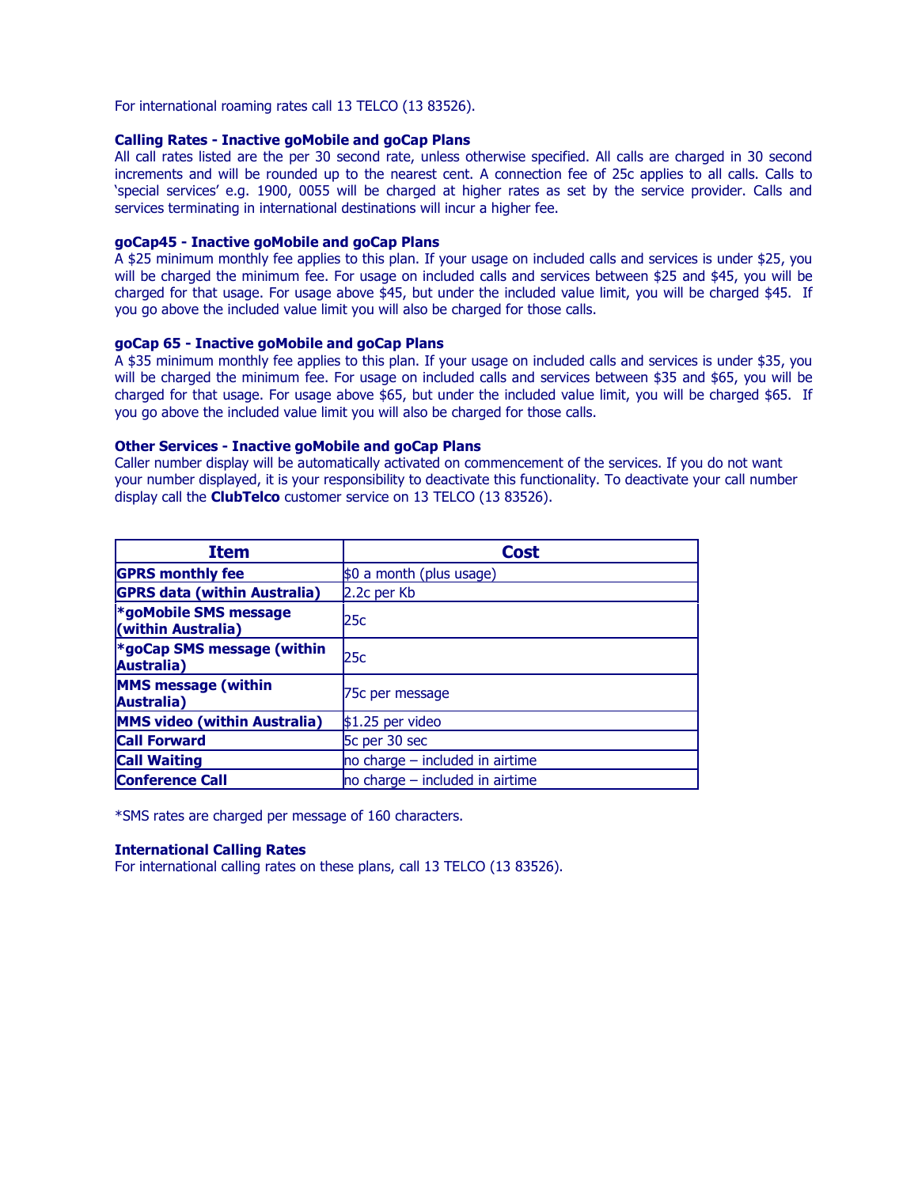For international roaming rates call 13 TELCO (13 83526).

### Calling Rates - Inactive goMobile and goCap Plans

All call rates listed are the per 30 second rate, unless otherwise specified. All calls are charged in 30 second increments and will be rounded up to the nearest cent. A connection fee of 25c applies to all calls. Calls to 'special services' e.g. 1900, 0055 will be charged at higher rates as set by the service provider. Calls and services terminating in international destinations will incur a higher fee.

### goCap45 - Inactive goMobile and goCap Plans

A $25 minimum monthly fee applies to this plan. If your usage on included calls and services is under $25, you will be charged the minimum fee. For usage on included calls and services between $25 and $45, you will be charged for that usage. For usage above $45, but under the included value limit, you will be charged $45. If you go above the included value limit you will also be charged for those calls.

### goCap 65 - Inactive goMobile and goCap Plans

A $35 minimum monthly fee applies to this plan. If your usage on included calls and services is under $35, you will be charged the minimum fee. For usage on included calls and services between $35 and $65, you will be charged for that usage. For usage above $65, but under the included value limit, you will be charged $65. If you go above the included value limit you will also be charged for those calls.

### Other Services - Inactive goMobile and goCap Plans

Caller number display will be automatically activated on commencement of the services. If you do not want your number displayed, it is your responsibility to deactivate this functionality. To deactivate your call number display call the **ClubTelco** customer service on 13 TELCO (13 83526).

| Item | Cost |
|---|---|
| **GPRS monthly fee** | $0 a month (plus usage) |
| **GPRS data (within Australia)** | 2.2c per Kb |
| **\*goMobile SMS message (within Australia)** | 25c |
| **\*goCap SMS message (within Australia)** | 25c |
| **MMS message (within Australia)** | 75c per message |
| **MMS video (within Australia)** | $1.25 per video |
| **Call Forward** | 5c per 30 sec |
| **Call Waiting** | no charge – included in airtime |
| **Conference Call** | no charge – included in airtime |

*SMS rates are charged per message of 160 characters.

### International Calling Rates

For international calling rates on these plans, call 13 TELCO (13 83526).